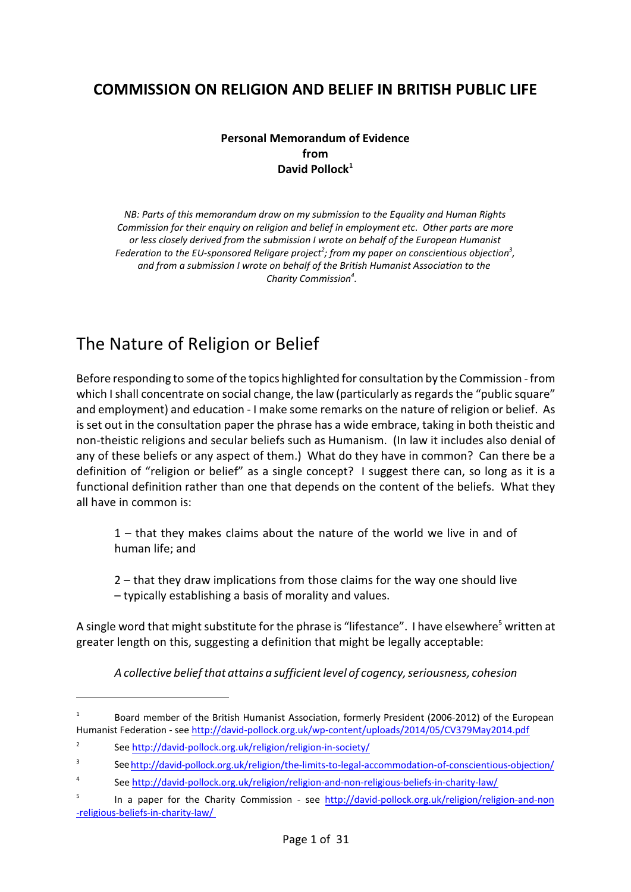# COMMISSION ON RELIGION AND BELIEF IN BRITISH PUBLIC LIFE

**Personal Memorandum of Evidence**
**from**
**David Pollock[1]**

*NB: Parts of this memorandum draw on my submission to the Equality and Human Rights Commission for their enquiry on religion and belief in employment etc. Other parts are more or less closely derived from the submission I wrote on behalf of the European Humanist Federation to the EU-sponsored Religare project[2]; from my paper on conscientious objection[3], and from a submission I wrote on behalf of the British Humanist Association to the Charity Commission[4].*

## The Nature of Religion or Belief

Before responding to some of the topics highlighted for consultation by the Commission - from which I shall concentrate on social change, the law (particularly as regards the "public square" and employment) and education - I make some remarks on the nature of religion or belief. As is set out in the consultation paper the phrase has a wide embrace, taking in both theistic and non-theistic religions and secular beliefs such as Humanism. (In law it includes also denial of any of these beliefs or any aspect of them.) What do they have in common? Can there be a definition of "religion or belief" as a single concept? I suggest there can, so long as it is a functional definition rather than one that depends on the content of the beliefs. What they all have in common is:

> 1 – that they makes claims about the nature of the world we live in and of human life; and
>
> 2 – that they draw implications from those claims for the way one should live – typically establishing a basis of morality and values.

A single word that might substitute for the phrase is "lifestance". I have elsewhere[5] written at greater length on this, suggesting a definition that might be legally acceptable:

> *A collective belief that attains a sufficient level of cogency, seriousness, cohesion*

---

1 Board member of the British Humanist Association, formerly President (2006-2012) of the European Humanist Federation - see http://david-pollock.org.uk/wp-content/uploads/2014/05/CV379May2014.pdf

2 See http://david-pollock.org.uk/religion/religion-in-society/

3 See http://david-pollock.org.uk/religion/the-limits-to-legal-accommodation-of-conscientious-objection/

4 See http://david-pollock.org.uk/religion/religion-and-non-religious-beliefs-in-charity-law/

5 In a paper for the Charity Commission - see http://david-pollock.org.uk/religion/religion-and-non-religious-beliefs-in-charity-law/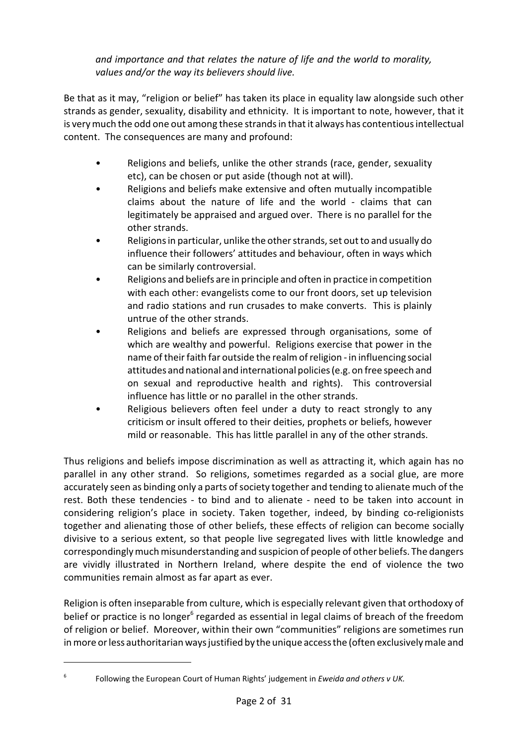*and importance and that relates the nature of life and the world to morality, values and/or the way its believers should live.*

Be that as it may, "religion or belief" has taken its place in equality law alongside such other strands as gender, sexuality, disability and ethnicity. It is important to note, however, that it is very much the odd one out among these strands in that it always has contentious intellectual content. The consequences are many and profound:

- Religions and beliefs, unlike the other strands (race, gender, sexuality etc), can be chosen or put aside (though not at will).
- Religions and beliefs make extensive and often mutually incompatible claims about the nature of life and the world - claims that can legitimately be appraised and argued over. There is no parallel for the other strands.
- Religions in particular, unlike the other strands, set out to and usually do influence their followers' attitudes and behaviour, often in ways which can be similarly controversial.
- Religions and beliefs are in principle and often in practice in competition with each other: evangelists come to our front doors, set up television and radio stations and run crusades to make converts. This is plainly untrue of the other strands.
- Religions and beliefs are expressed through organisations, some of which are wealthy and powerful. Religions exercise that power in the name of their faith far outside the realm of religion - in influencing social attitudes and national and international policies (e.g. on free speech and on sexual and reproductive health and rights). This controversial influence has little or no parallel in the other strands.
- Religious believers often feel under a duty to react strongly to any criticism or insult offered to their deities, prophets or beliefs, however mild or reasonable. This has little parallel in any of the other strands.

Thus religions and beliefs impose discrimination as well as attracting it, which again has no parallel in any other strand. So religions, sometimes regarded as a social glue, are more accurately seen as binding only a parts of society together and tending to alienate much of the rest. Both these tendencies - to bind and to alienate - need to be taken into account in considering religion's place in society. Taken together, indeed, by binding co-religionists together and alienating those of other beliefs, these effects of religion can become socially divisive to a serious extent, so that people live segregated lives with little knowledge and correspondingly much misunderstanding and suspicion of people of other beliefs. The dangers are vividly illustrated in Northern Ireland, where despite the end of violence the two communities remain almost as far apart as ever.

Religion is often inseparable from culture, which is especially relevant given that orthodoxy of belief or practice is no longer[6] regarded as essential in legal claims of breach of the freedom of religion or belief. Moreover, within their own "communities" religions are sometimes run in more or less authoritarian ways justified by the unique access the (often exclusively male and

---

[6] Following the European Court of Human Rights' judgement in *Eweida and others v UK.*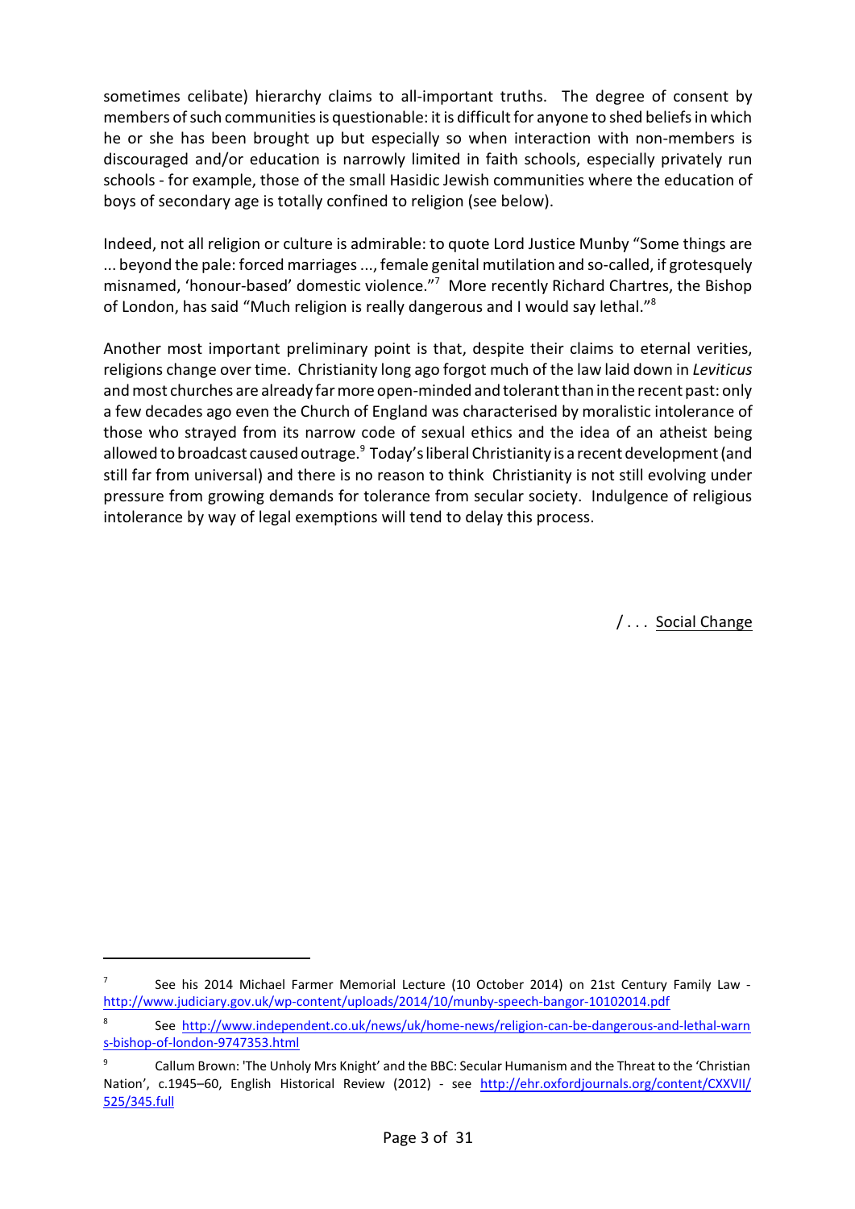sometimes celibate) hierarchy claims to all-important truths. The degree of consent by members of such communities is questionable: it is difficult for anyone to shed beliefs in which he or she has been brought up but especially so when interaction with non-members is discouraged and/or education is narrowly limited in faith schools, especially privately run schools - for example, those of the small Hasidic Jewish communities where the education of boys of secondary age is totally confined to religion (see below).

Indeed, not all religion or culture is admirable: to quote Lord Justice Munby "Some things are ... beyond the pale: forced marriages ..., female genital mutilation and so-called, if grotesquely misnamed, 'honour-based' domestic violence."[7] More recently Richard Chartres, the Bishop of London, has said "Much religion is really dangerous and I would say lethal."[8]

Another most important preliminary point is that, despite their claims to eternal verities, religions change over time. Christianity long ago forgot much of the law laid down in *Leviticus* and most churches are already far more open-minded and tolerant than in the recent past: only a few decades ago even the Church of England was characterised by moralistic intolerance of those who strayed from its narrow code of sexual ethics and the idea of an atheist being allowed to broadcast caused outrage.[9] Today's liberal Christianity is a recent development (and still far from universal) and there is no reason to think Christianity is not still evolving under pressure from growing demands for tolerance from secular society. Indulgence of religious intolerance by way of legal exemptions will tend to delay this process.

/ . . . Social Change

---

[7] See his 2014 Michael Farmer Memorial Lecture (10 October 2014) on 21st Century Family Law - http://www.judiciary.gov.uk/wp-content/uploads/2014/10/munby-speech-bangor-10102014.pdf

[8] See http://www.independent.co.uk/news/uk/home-news/religion-can-be-dangerous-and-lethal-warns-bishop-of-london-9747353.html

[9] Callum Brown: 'The Unholy Mrs Knight' and the BBC: Secular Humanism and the Threat to the 'Christian Nation', c.1945–60, English Historical Review (2012) - see http://ehr.oxfordjournals.org/content/CXXVII/525/345.full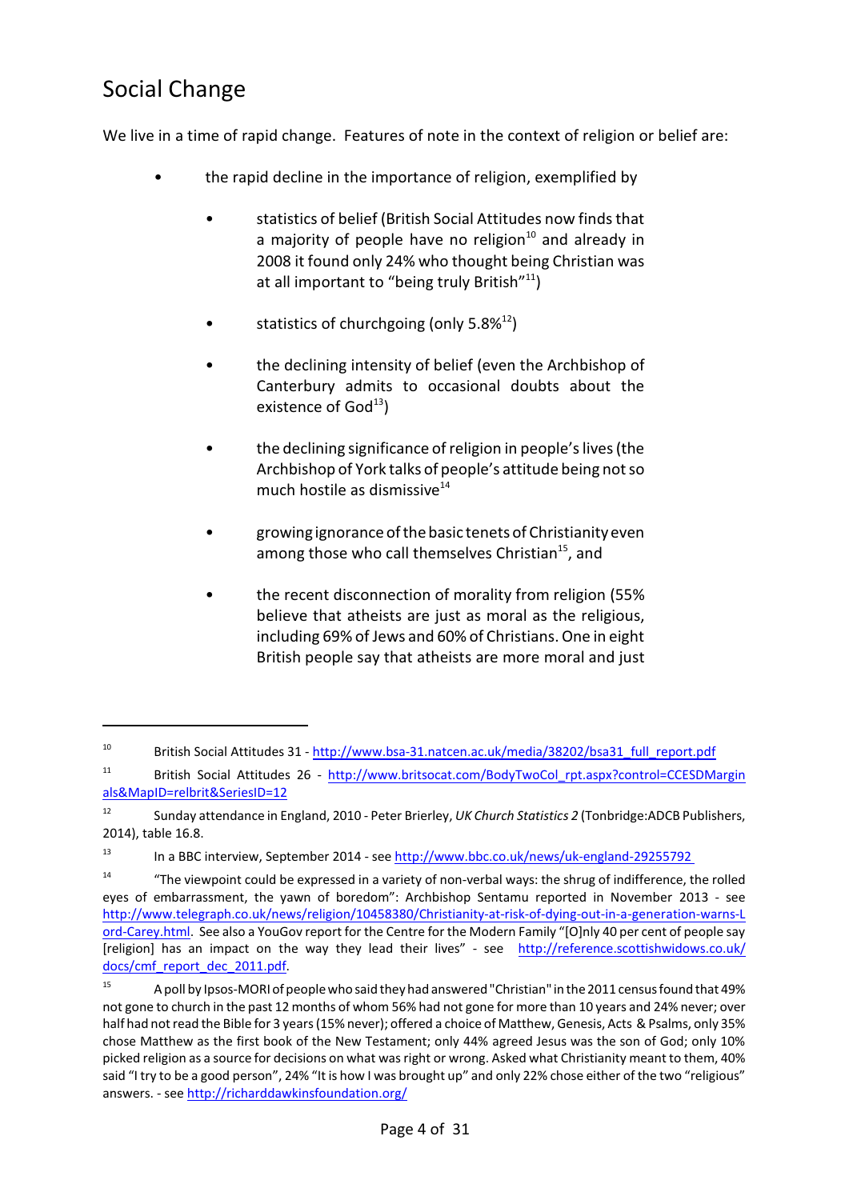## Social Change

We live in a time of rapid change. Features of note in the context of religion or belief are:

- the rapid decline in the importance of religion, exemplified by
  - statistics of belief (British Social Attitudes now finds that a majority of people have no religion[10] and already in 2008 it found only 24% who thought being Christian was at all important to "being truly British"[11])
  - statistics of churchgoing (only 5.8%[12])
  - the declining intensity of belief (even the Archbishop of Canterbury admits to occasional doubts about the existence of God[13])
  - the declining significance of religion in people's lives (the Archbishop of York talks of people's attitude being not so much hostile as dismissive[14]
  - growing ignorance of the basic tenets of Christianity even among those who call themselves Christian[15], and
  - the recent disconnection of morality from religion (55% believe that atheists are just as moral as the religious, including 69% of Jews and 60% of Christians. One in eight British people say that atheists are more moral and just

---

[10] British Social Attitudes 31 - http://www.bsa-31.natcen.ac.uk/media/38202/bsa31_full_report.pdf

[11] British Social Attitudes 26 - http://www.britsocat.com/BodyTwoCol_rpt.aspx?control=CCESDMarginals&MapID=relbrit&SeriesID=12

[12] Sunday attendance in England, 2010 - Peter Brierley, *UK Church Statistics 2* (Tonbridge:ADCB Publishers, 2014), table 16.8.

[13] In a BBC interview, September 2014 - see http://www.bbc.co.uk/news/uk-england-29255792

[14] "The viewpoint could be expressed in a variety of non-verbal ways: the shrug of indifference, the rolled eyes of embarrassment, the yawn of boredom": Archbishop Sentamu reported in November 2013 - see http://www.telegraph.co.uk/news/religion/10458380/Christianity-at-risk-of-dying-out-in-a-generation-warns-Lord-Carey.html. See also a YouGov report for the Centre for the Modern Family "[O]nly 40 per cent of people say [religion] has an impact on the way they lead their lives" - see http://reference.scottishwidows.co.uk/docs/cmf_report_dec_2011.pdf.

[15] A poll by Ipsos-MORI of people who said they had answered "Christian" in the 2011 census found that 49% not gone to church in the past 12 months of whom 56% had not gone for more than 10 years and 24% never; over half had not read the Bible for 3 years (15% never); offered a choice of Matthew, Genesis, Acts & Psalms, only 35% chose Matthew as the first book of the New Testament; only 44% agreed Jesus was the son of God; only 10% picked religion as a source for decisions on what was right or wrong. Asked what Christianity meant to them, 40% said "I try to be a good person", 24% "It is how I was brought up" and only 22% chose either of the two "religious" answers. - see http://richarddawkinsfoundation.org/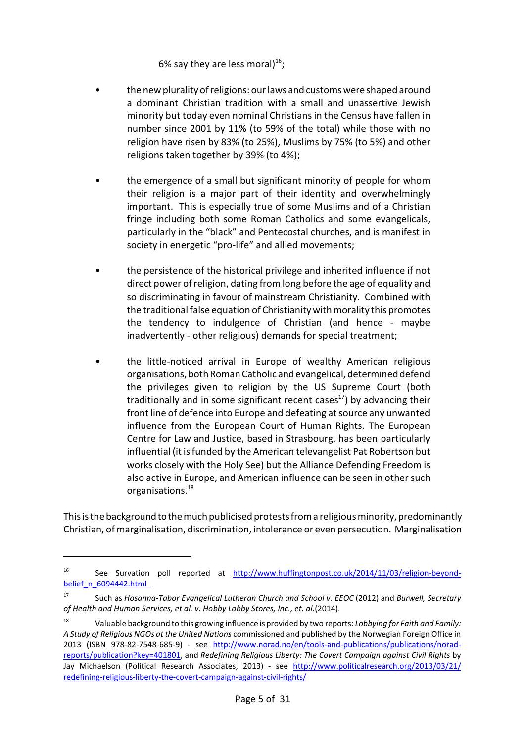6% say they are less moral)[16];

- the new plurality of religions: our laws and customs were shaped around a dominant Christian tradition with a small and unassertive Jewish minority but today even nominal Christians in the Census have fallen in number since 2001 by 11% (to 59% of the total) while those with no religion have risen by 83% (to 25%), Muslims by 75% (to 5%) and other religions taken together by 39% (to 4%);

- the emergence of a small but significant minority of people for whom their religion is a major part of their identity and overwhelmingly important. This is especially true of some Muslims and of a Christian fringe including both some Roman Catholics and some evangelicals, particularly in the "black" and Pentecostal churches, and is manifest in society in energetic "pro-life" and allied movements;

- the persistence of the historical privilege and inherited influence if not direct power of religion, dating from long before the age of equality and so discriminating in favour of mainstream Christianity. Combined with the traditional false equation of Christianity with morality this promotes the tendency to indulgence of Christian (and hence - maybe inadvertently - other religious) demands for special treatment;

- the little-noticed arrival in Europe of wealthy American religious organisations, both Roman Catholic and evangelical, determined defend the privileges given to religion by the US Supreme Court (both traditionally and in some significant recent cases[17]) by advancing their front line of defence into Europe and defeating at source any unwanted influence from the European Court of Human Rights. The European Centre for Law and Justice, based in Strasbourg, has been particularly influential (it is funded by the American televangelist Pat Robertson but works closely with the Holy See) but the Alliance Defending Freedom is also active in Europe, and American influence can be seen in other such organisations.[18]

This is the background to the much publicised protests from a religious minority, predominantly Christian, of marginalisation, discrimination, intolerance or even persecution. Marginalisation

---

[16] See Survation poll reported at http://www.huffingtonpost.co.uk/2014/11/03/religion-beyond-belief_n_6094442.html

[17] Such as *Hosanna-Tabor Evangelical Lutheran Church and School v. EEOC* (2012) and *Burwell, Secretary of Health and Human Services, et al. v. Hobby Lobby Stores, Inc., et. al.* (2014).

[18] Valuable background to this growing influence is provided by two reports: *Lobbying for Faith and Family: A Study of Religious NGOs at the United Nations* commissioned and published by the Norwegian Foreign Office in 2013 (ISBN 978-82-7548-685-9) - see http://www.norad.no/en/tools-and-publications/publications/norad-reports/publication?key=401801, and *Redefining Religious Liberty: The Covert Campaign against Civil Rights* by Jay Michaelson (Political Research Associates, 2013) - see http://www.politicalresearch.org/2013/03/21/redefining-religious-liberty-the-covert-campaign-against-civil-rights/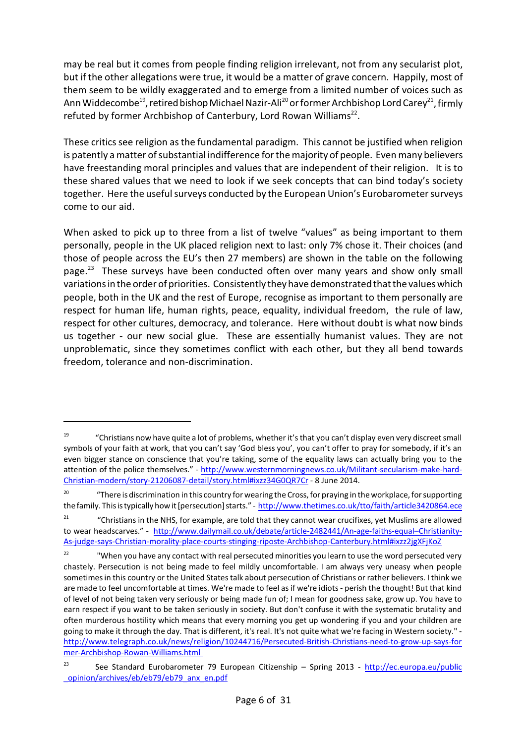may be real but it comes from people finding religion irrelevant, not from any secularist plot, but if the other allegations were true, it would be a matter of grave concern. Happily, most of them seem to be wildly exaggerated and to emerge from a limited number of voices such as Ann Widdecombe[19], retired bishop Michael Nazir-Ali[20] or former Archbishop Lord Carey[21], firmly refuted by former Archbishop of Canterbury, Lord Rowan Williams[22].

These critics see religion as the fundamental paradigm. This cannot be justified when religion is patently a matter of substantial indifference for the majority of people. Even many believers have freestanding moral principles and values that are independent of their religion. It is to these shared values that we need to look if we seek concepts that can bind today's society together. Here the useful surveys conducted by the European Union's Eurobarometer surveys come to our aid.

When asked to pick up to three from a list of twelve "values" as being important to them personally, people in the UK placed religion next to last: only 7% chose it. Their choices (and those of people across the EU's then 27 members) are shown in the table on the following page.[23] These surveys have been conducted often over many years and show only small variations in the order of priorities. Consistently they have demonstrated that the values which people, both in the UK and the rest of Europe, recognise as important to them personally are respect for human life, human rights, peace, equality, individual freedom, the rule of law, respect for other cultures, democracy, and tolerance. Here without doubt is what now binds us together - our new social glue. These are essentially humanist values. They are not unproblematic, since they sometimes conflict with each other, but they all bend towards freedom, tolerance and non-discrimination.

---

[19] "Christians now have quite a lot of problems, whether it's that you can't display even very discreet small symbols of your faith at work, that you can't say 'God bless you', you can't offer to pray for somebody, if it's an even bigger stance on conscience that you're taking, some of the equality laws can actually bring you to the attention of the police themselves." - http://www.westernmorningnews.co.uk/Militant-secularism-make-hard-Christian-modern/story-21206087-detail/story.html#ixzz34G0QR7Cr - 8 June 2014.

[20] "There is discrimination in this country for wearing the Cross, for praying in the workplace, for supporting the family. This is typically how it [persecution] starts." - http://www.thetimes.co.uk/tto/faith/article3420864.ece

[21] "Christians in the NHS, for example, are told that they cannot wear crucifixes, yet Muslims are allowed to wear headscarves." - http://www.dailymail.co.uk/debate/article-2482441/An-age-faiths-equal–Christianity-As-judge-says-Christian-morality-place-courts-stinging-riposte-Archbishop-Canterbury.html#ixzz2jgXFjKoZ

[22] "When you have any contact with real persecuted minorities you learn to use the word persecuted very chastely. Persecution is not being made to feel mildly uncomfortable. I am always very uneasy when people sometimes in this country or the United States talk about persecution of Christians or rather believers. I think we are made to feel uncomfortable at times. We're made to feel as if we're idiots - perish the thought! But that kind of level of not being taken very seriously or being made fun of; I mean for goodness sake, grow up. You have to earn respect if you want to be taken seriously in society. But don't confuse it with the systematic brutality and often murderous hostility which means that every morning you get up wondering if you and your children are going to make it through the day. That is different, it's real. It's not quite what we're facing in Western society." - http://www.telegraph.co.uk/news/religion/10244716/Persecuted-British-Christians-need-to-grow-up-says-former-Archbishop-Rowan-Williams.html

[23] See Standard Eurobarometer 79 European Citizenship – Spring 2013 - http://ec.europa.eu/public_opinion/archives/eb/eb79/eb79_anx_en.pdf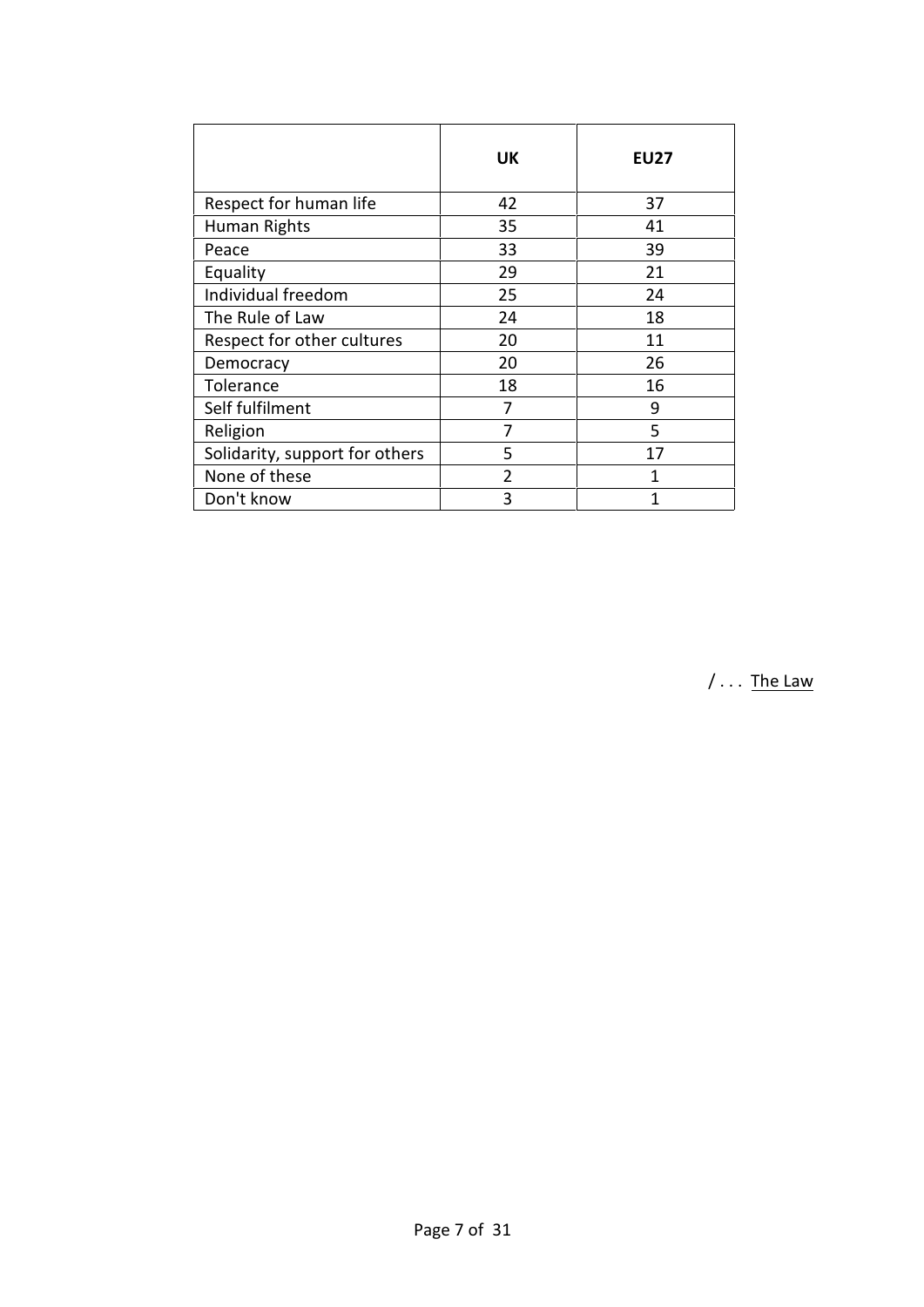| | UK | EU27 |
|---|---|---|
| Respect for human life | 42 | 37 |
| Human Rights | 35 | 41 |
| Peace | 33 | 39 |
| Equality | 29 | 21 |
| Individual freedom | 25 | 24 |
| The Rule of Law | 24 | 18 |
| Respect for other cultures | 20 | 11 |
| Democracy | 20 | 26 |
| Tolerance | 18 | 16 |
| Self fulfilment | 7 | 9 |
| Religion | 7 | 5 |
| Solidarity, support for others | 5 | 17 |
| None of these | 2 | 1 |
| Don't know | 3 | 1 |

/ . . . The Law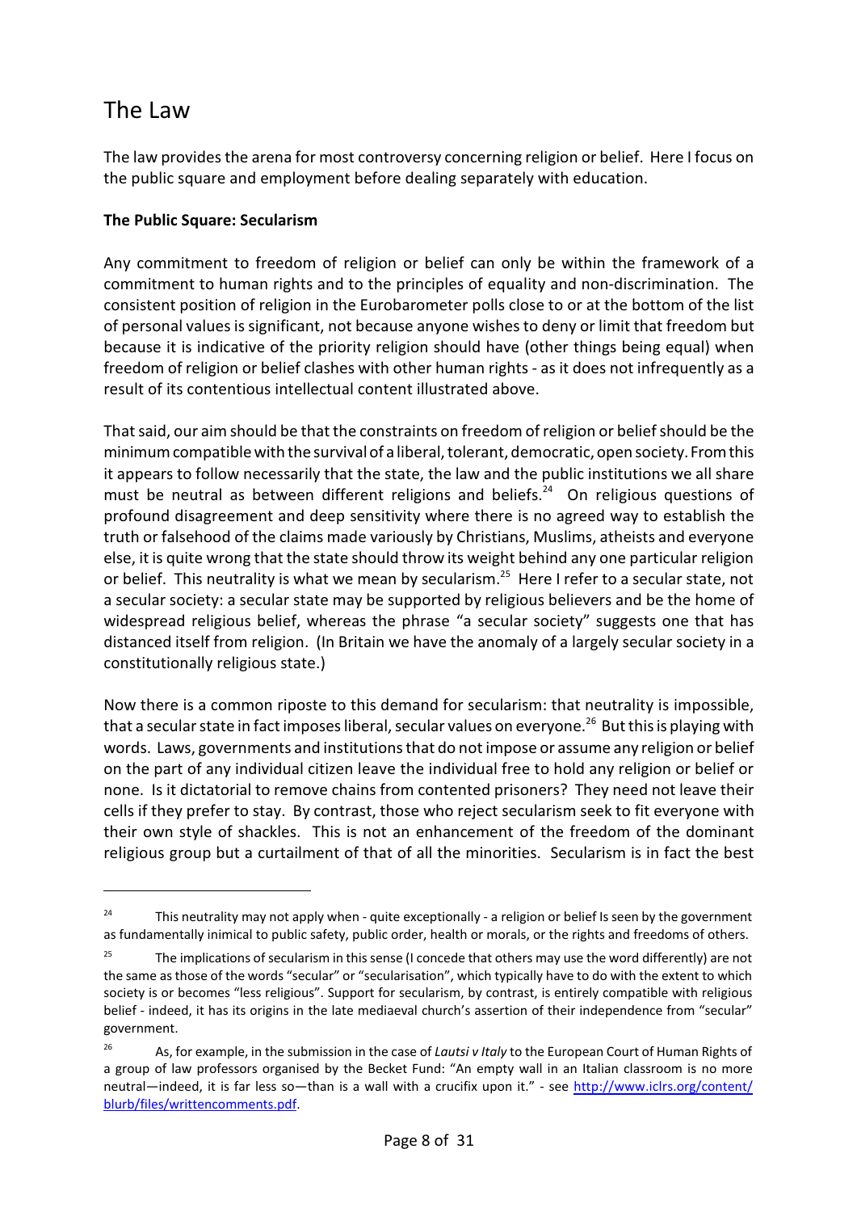# The Law

The law provides the arena for most controversy concerning religion or belief. Here I focus on the public square and employment before dealing separately with education.

**The Public Square: Secularism**

Any commitment to freedom of religion or belief can only be within the framework of a commitment to human rights and to the principles of equality and non-discrimination. The consistent position of religion in the Eurobarometer polls close to or at the bottom of the list of personal values is significant, not because anyone wishes to deny or limit that freedom but because it is indicative of the priority religion should have (other things being equal) when freedom of religion or belief clashes with other human rights - as it does not infrequently as a result of its contentious intellectual content illustrated above.

That said, our aim should be that the constraints on freedom of religion or belief should be the minimum compatible with the survival of a liberal, tolerant, democratic, open society. From this it appears to follow necessarily that the state, the law and the public institutions we all share must be neutral as between different religions and beliefs.[24] On religious questions of profound disagreement and deep sensitivity where there is no agreed way to establish the truth or falsehood of the claims made variously by Christians, Muslims, atheists and everyone else, it is quite wrong that the state should throw its weight behind any one particular religion or belief. This neutrality is what we mean by secularism.[25] Here I refer to a secular state, not a secular society: a secular state may be supported by religious believers and be the home of widespread religious belief, whereas the phrase "a secular society" suggests one that has distanced itself from religion. (In Britain we have the anomaly of a largely secular society in a constitutionally religious state.)

Now there is a common riposte to this demand for secularism: that neutrality is impossible, that a secular state in fact imposes liberal, secular values on everyone.[26] But this is playing with words. Laws, governments and institutions that do not impose or assume any religion or belief on the part of any individual citizen leave the individual free to hold any religion or belief or none. Is it dictatorial to remove chains from contented prisoners? They need not leave their cells if they prefer to stay. By contrast, those who reject secularism seek to fit everyone with their own style of shackles. This is not an enhancement of the freedom of the dominant religious group but a curtailment of that of all the minorities. Secularism is in fact the best

---

[24] This neutrality may not apply when - quite exceptionally - a religion or belief Is seen by the government as fundamentally inimical to public safety, public order, health or morals, or the rights and freedoms of others.

[25] The implications of secularism in this sense (I concede that others may use the word differently) are not the same as those of the words "secular" or "secularisation", which typically have to do with the extent to which society is or becomes "less religious". Support for secularism, by contrast, is entirely compatible with religious belief - indeed, it has its origins in the late mediaeval church's assertion of their independence from "secular" government.

[26] As, for example, in the submission in the case of *Lautsi v Italy* to the European Court of Human Rights of a group of law professors organised by the Becket Fund: "An empty wall in an Italian classroom is no more neutral—indeed, it is far less so—than is a wall with a crucifix upon it." - see http://www.iclrs.org/content/blurb/files/writtencomments.pdf.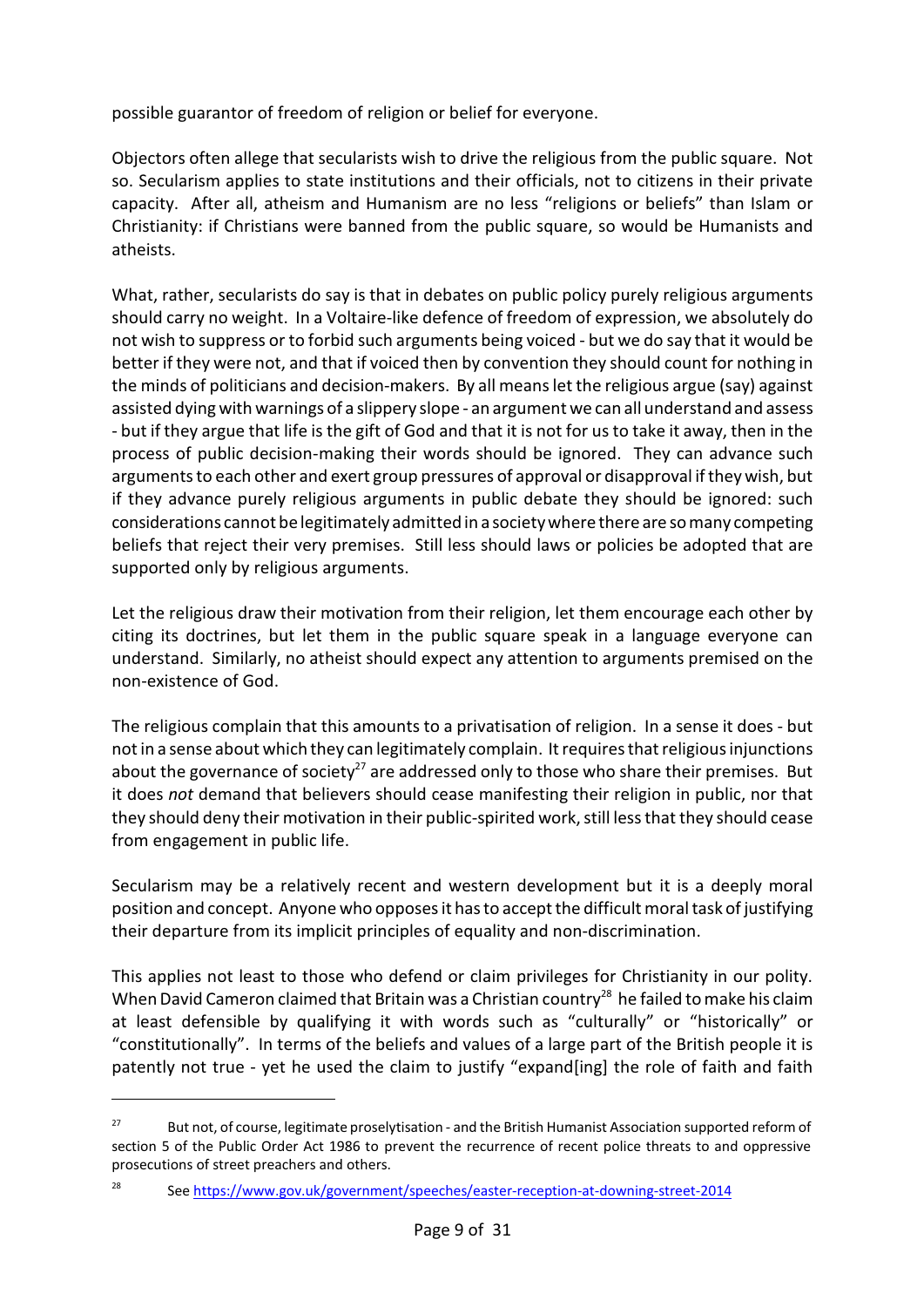possible guarantor of freedom of religion or belief for everyone.

Objectors often allege that secularists wish to drive the religious from the public square. Not so. Secularism applies to state institutions and their officials, not to citizens in their private capacity. After all, atheism and Humanism are no less "religions or beliefs" than Islam or Christianity: if Christians were banned from the public square, so would be Humanists and atheists.

What, rather, secularists do say is that in debates on public policy purely religious arguments should carry no weight. In a Voltaire-like defence of freedom of expression, we absolutely do not wish to suppress or to forbid such arguments being voiced - but we do say that it would be better if they were not, and that if voiced then by convention they should count for nothing in the minds of politicians and decision-makers. By all means let the religious argue (say) against assisted dying with warnings of a slippery slope - an argument we can all understand and assess - but if they argue that life is the gift of God and that it is not for us to take it away, then in the process of public decision-making their words should be ignored. They can advance such arguments to each other and exert group pressures of approval or disapproval if they wish, but if they advance purely religious arguments in public debate they should be ignored: such considerations cannot be legitimately admitted in a society where there are so many competing beliefs that reject their very premises. Still less should laws or policies be adopted that are supported only by religious arguments.

Let the religious draw their motivation from their religion, let them encourage each other by citing its doctrines, but let them in the public square speak in a language everyone can understand. Similarly, no atheist should expect any attention to arguments premised on the non-existence of God.

The religious complain that this amounts to a privatisation of religion. In a sense it does - but not in a sense about which they can legitimately complain. It requires that religious injunctions about the governance of society[27] are addressed only to those who share their premises. But it does *not* demand that believers should cease manifesting their religion in public, nor that they should deny their motivation in their public-spirited work, still less that they should cease from engagement in public life.

Secularism may be a relatively recent and western development but it is a deeply moral position and concept. Anyone who opposes it has to accept the difficult moral task of justifying their departure from its implicit principles of equality and non-discrimination.

This applies not least to those who defend or claim privileges for Christianity in our polity. When David Cameron claimed that Britain was a Christian country[28] he failed to make his claim at least defensible by qualifying it with words such as "culturally" or "historically" or "constitutionally". In terms of the beliefs and values of a large part of the British people it is patently not true - yet he used the claim to justify "expand[ing] the role of faith and faith

---

[27] But not, of course, legitimate proselytisation - and the British Humanist Association supported reform of section 5 of the Public Order Act 1986 to prevent the recurrence of recent police threats to and oppressive prosecutions of street preachers and others.

[28] See https://www.gov.uk/government/speeches/easter-reception-at-downing-street-2014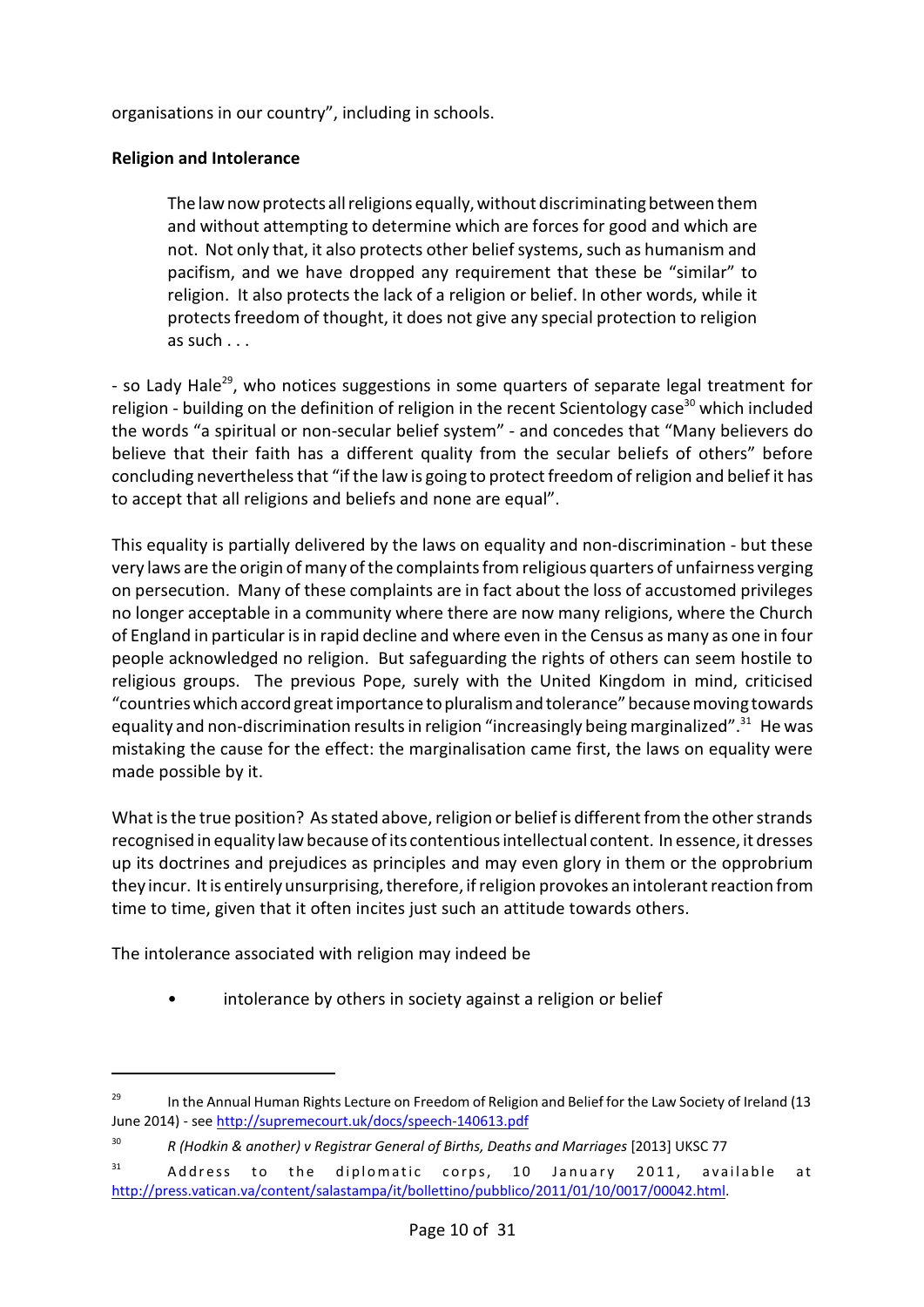organisations in our country", including in schools.

**Religion and Intolerance**

> The law now protects all religions equally, without discriminating between them and without attempting to determine which are forces for good and which are not. Not only that, it also protects other belief systems, such as humanism and pacifism, and we have dropped any requirement that these be "similar" to religion. It also protects the lack of a religion or belief. In other words, while it protects freedom of thought, it does not give any special protection to religion as such . . .

- so Lady Hale[29], who notices suggestions in some quarters of separate legal treatment for religion - building on the definition of religion in the recent Scientology case[30] which included the words "a spiritual or non-secular belief system" - and concedes that "Many believers do believe that their faith has a different quality from the secular beliefs of others" before concluding nevertheless that "if the law is going to protect freedom of religion and belief it has to accept that all religions and beliefs and none are equal".

This equality is partially delivered by the laws on equality and non-discrimination - but these very laws are the origin of many of the complaints from religious quarters of unfairness verging on persecution. Many of these complaints are in fact about the loss of accustomed privileges no longer acceptable in a community where there are now many religions, where the Church of England in particular is in rapid decline and where even in the Census as many as one in four people acknowledged no religion. But safeguarding the rights of others can seem hostile to religious groups. The previous Pope, surely with the United Kingdom in mind, criticised "countries which accord great importance to pluralism and tolerance" because moving towards equality and non-discrimination results in religion "increasingly being marginalized".[31] He was mistaking the cause for the effect: the marginalisation came first, the laws on equality were made possible by it.

What is the true position? As stated above, religion or belief is different from the other strands recognised in equality law because of its contentious intellectual content. In essence, it dresses up its doctrines and prejudices as principles and may even glory in them or the opprobrium they incur. It is entirely unsurprising, therefore, if religion provokes an intolerant reaction from time to time, given that it often incites just such an attitude towards others.

The intolerance associated with religion may indeed be

- intolerance by others in society against a religion or belief

---

[29] In the Annual Human Rights Lecture on Freedom of Religion and Belief for the Law Society of Ireland (13 June 2014) - see http://supremecourt.uk/docs/speech-140613.pdf

[30] *R (Hodkin & another) v Registrar General of Births, Deaths and Marriages* [2013] UKSC 77

[31] Address to the diplomatic corps, 10 January 2011, available at http://press.vatican.va/content/salastampa/it/bollettino/pubblico/2011/01/10/0017/00042.html.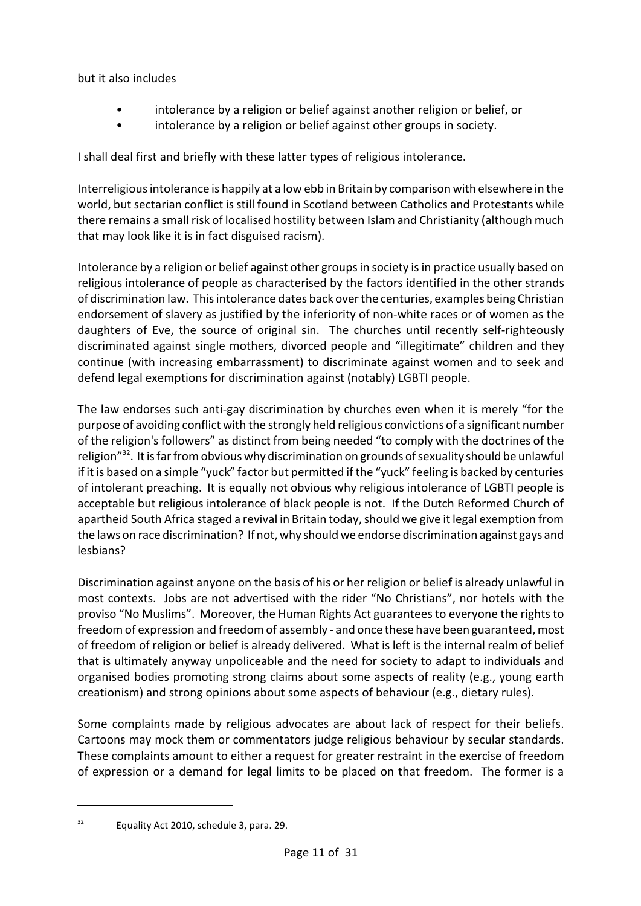but it also includes

- intolerance by a religion or belief against another religion or belief, or
- intolerance by a religion or belief against other groups in society.

I shall deal first and briefly with these latter types of religious intolerance.

Interreligious intolerance is happily at a low ebb in Britain by comparison with elsewhere in the world, but sectarian conflict is still found in Scotland between Catholics and Protestants while there remains a small risk of localised hostility between Islam and Christianity (although much that may look like it is in fact disguised racism).

Intolerance by a religion or belief against other groups in society is in practice usually based on religious intolerance of people as characterised by the factors identified in the other strands of discrimination law. This intolerance dates back over the centuries, examples being Christian endorsement of slavery as justified by the inferiority of non-white races or of women as the daughters of Eve, the source of original sin. The churches until recently self-righteously discriminated against single mothers, divorced people and "illegitimate" children and they continue (with increasing embarrassment) to discriminate against women and to seek and defend legal exemptions for discrimination against (notably) LGBTI people.

The law endorses such anti-gay discrimination by churches even when it is merely "for the purpose of avoiding conflict with the strongly held religious convictions of a significant number of the religion's followers" as distinct from being needed "to comply with the doctrines of the religion"[32]. It is far from obvious why discrimination on grounds of sexuality should be unlawful if it is based on a simple "yuck" factor but permitted if the "yuck" feeling is backed by centuries of intolerant preaching. It is equally not obvious why religious intolerance of LGBTI people is acceptable but religious intolerance of black people is not. If the Dutch Reformed Church of apartheid South Africa staged a revival in Britain today, should we give it legal exemption from the laws on race discrimination? If not, why should we endorse discrimination against gays and lesbians?

Discrimination against anyone on the basis of his or her religion or belief is already unlawful in most contexts. Jobs are not advertised with the rider "No Christians", nor hotels with the proviso "No Muslims". Moreover, the Human Rights Act guarantees to everyone the rights to freedom of expression and freedom of assembly - and once these have been guaranteed, most of freedom of religion or belief is already delivered. What is left is the internal realm of belief that is ultimately anyway unpoliceable and the need for society to adapt to individuals and organised bodies promoting strong claims about some aspects of reality (e.g., young earth creationism) and strong opinions about some aspects of behaviour (e.g., dietary rules).

Some complaints made by religious advocates are about lack of respect for their beliefs. Cartoons may mock them or commentators judge religious behaviour by secular standards. These complaints amount to either a request for greater restraint in the exercise of freedom of expression or a demand for legal limits to be placed on that freedom. The former is a

---

[32] Equality Act 2010, schedule 3, para. 29.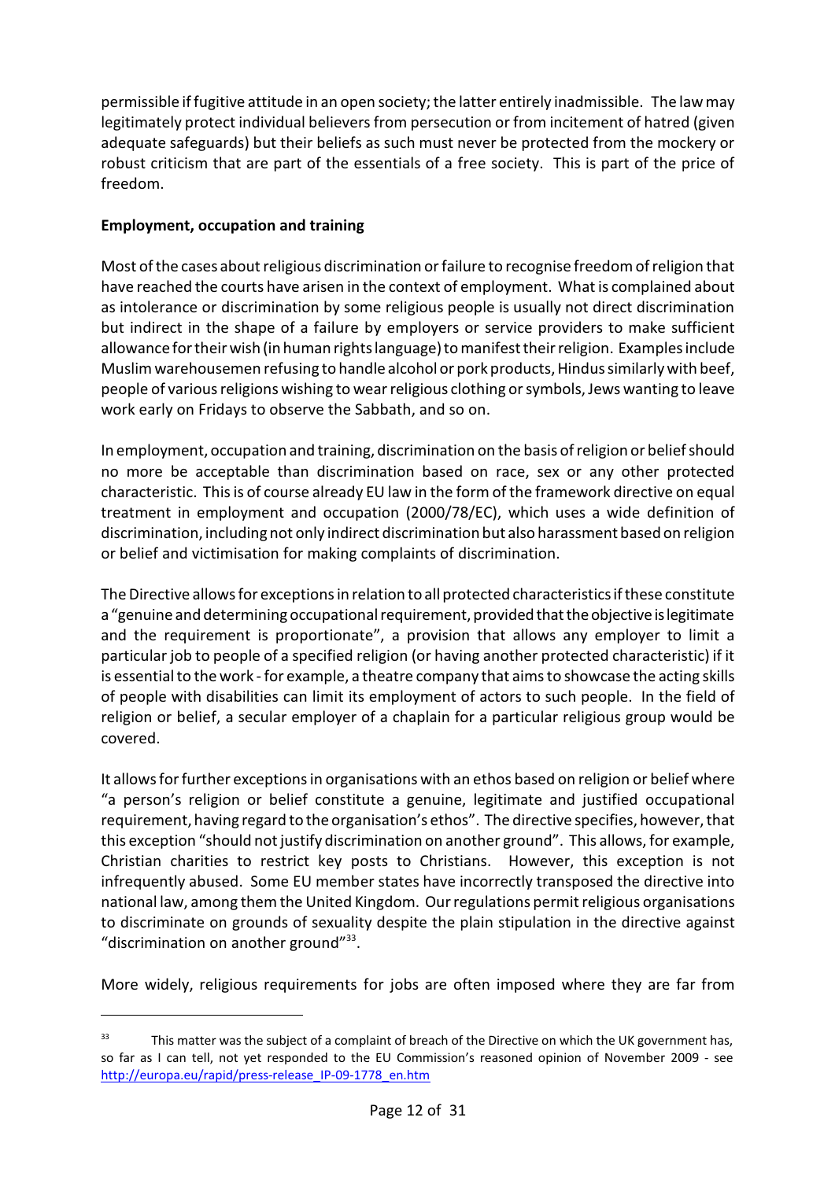permissible if fugitive attitude in an open society; the latter entirely inadmissible. The law may legitimately protect individual believers from persecution or from incitement of hatred (given adequate safeguards) but their beliefs as such must never be protected from the mockery or robust criticism that are part of the essentials of a free society. This is part of the price of freedom.

**Employment, occupation and training**

Most of the cases about religious discrimination or failure to recognise freedom of religion that have reached the courts have arisen in the context of employment. What is complained about as intolerance or discrimination by some religious people is usually not direct discrimination but indirect in the shape of a failure by employers or service providers to make sufficient allowance for their wish (in human rights language) to manifest their religion. Examples include Muslim warehousemen refusing to handle alcohol or pork products, Hindus similarly with beef, people of various religions wishing to wear religious clothing or symbols, Jews wanting to leave work early on Fridays to observe the Sabbath, and so on.

In employment, occupation and training, discrimination on the basis of religion or belief should no more be acceptable than discrimination based on race, sex or any other protected characteristic. This is of course already EU law in the form of the framework directive on equal treatment in employment and occupation (2000/78/EC), which uses a wide definition of discrimination, including not only indirect discrimination but also harassment based on religion or belief and victimisation for making complaints of discrimination.

The Directive allows for exceptions in relation to all protected characteristics if these constitute a "genuine and determining occupational requirement, provided that the objective is legitimate and the requirement is proportionate", a provision that allows any employer to limit a particular job to people of a specified religion (or having another protected characteristic) if it is essential to the work - for example, a theatre company that aims to showcase the acting skills of people with disabilities can limit its employment of actors to such people. In the field of religion or belief, a secular employer of a chaplain for a particular religious group would be covered.

It allows for further exceptions in organisations with an ethos based on religion or belief where "a person's religion or belief constitute a genuine, legitimate and justified occupational requirement, having regard to the organisation's ethos". The directive specifies, however, that this exception "should not justify discrimination on another ground". This allows, for example, Christian charities to restrict key posts to Christians. However, this exception is not infrequently abused. Some EU member states have incorrectly transposed the directive into national law, among them the United Kingdom. Our regulations permit religious organisations to discriminate on grounds of sexuality despite the plain stipulation in the directive against "discrimination on another ground"[33].

More widely, religious requirements for jobs are often imposed where they are far from

---

[33] This matter was the subject of a complaint of breach of the Directive on which the UK government has, so far as I can tell, not yet responded to the EU Commission's reasoned opinion of November 2009 - see http://europa.eu/rapid/press-release_IP-09-1778_en.htm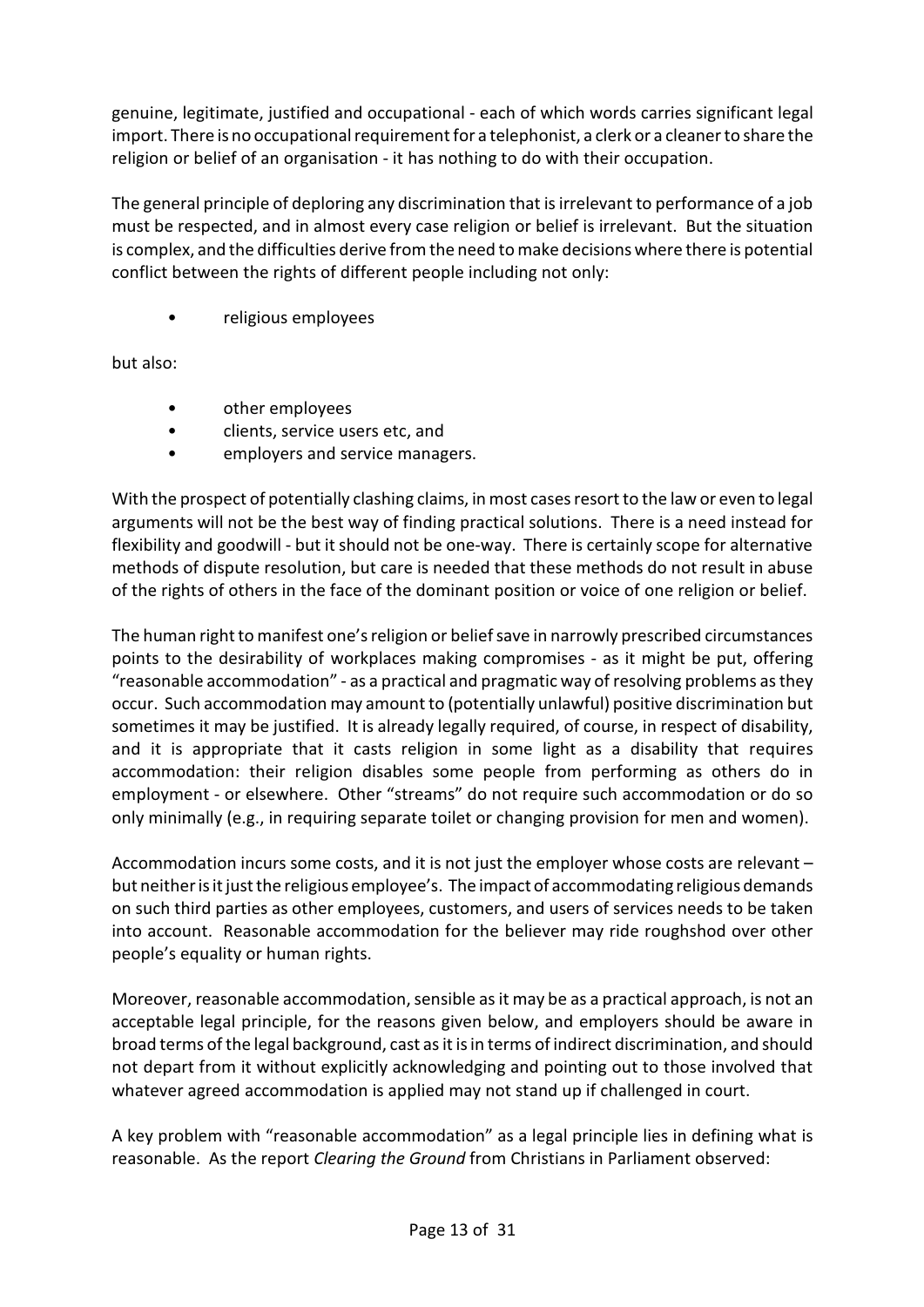genuine, legitimate, justified and occupational - each of which words carries significant legal import. There is no occupational requirement for a telephonist, a clerk or a cleaner to share the religion or belief of an organisation - it has nothing to do with their occupation.

The general principle of deploring any discrimination that is irrelevant to performance of a job must be respected, and in almost every case religion or belief is irrelevant. But the situation is complex, and the difficulties derive from the need to make decisions where there is potential conflict between the rights of different people including not only:

- religious employees

but also:

- other employees
- clients, service users etc, and
- employers and service managers.

With the prospect of potentially clashing claims, in most cases resort to the law or even to legal arguments will not be the best way of finding practical solutions. There is a need instead for flexibility and goodwill - but it should not be one-way. There is certainly scope for alternative methods of dispute resolution, but care is needed that these methods do not result in abuse of the rights of others in the face of the dominant position or voice of one religion or belief.

The human right to manifest one's religion or belief save in narrowly prescribed circumstances points to the desirability of workplaces making compromises - as it might be put, offering "reasonable accommodation" - as a practical and pragmatic way of resolving problems as they occur. Such accommodation may amount to (potentially unlawful) positive discrimination but sometimes it may be justified. It is already legally required, of course, in respect of disability, and it is appropriate that it casts religion in some light as a disability that requires accommodation: their religion disables some people from performing as others do in employment - or elsewhere. Other "streams" do not require such accommodation or do so only minimally (e.g., in requiring separate toilet or changing provision for men and women).

Accommodation incurs some costs, and it is not just the employer whose costs are relevant – but neither is it just the religious employee's. The impact of accommodating religious demands on such third parties as other employees, customers, and users of services needs to be taken into account. Reasonable accommodation for the believer may ride roughshod over other people's equality or human rights.

Moreover, reasonable accommodation, sensible as it may be as a practical approach, is not an acceptable legal principle, for the reasons given below, and employers should be aware in broad terms of the legal background, cast as it is in terms of indirect discrimination, and should not depart from it without explicitly acknowledging and pointing out to those involved that whatever agreed accommodation is applied may not stand up if challenged in court.

A key problem with "reasonable accommodation" as a legal principle lies in defining what is reasonable. As the report *Clearing the Ground* from Christians in Parliament observed: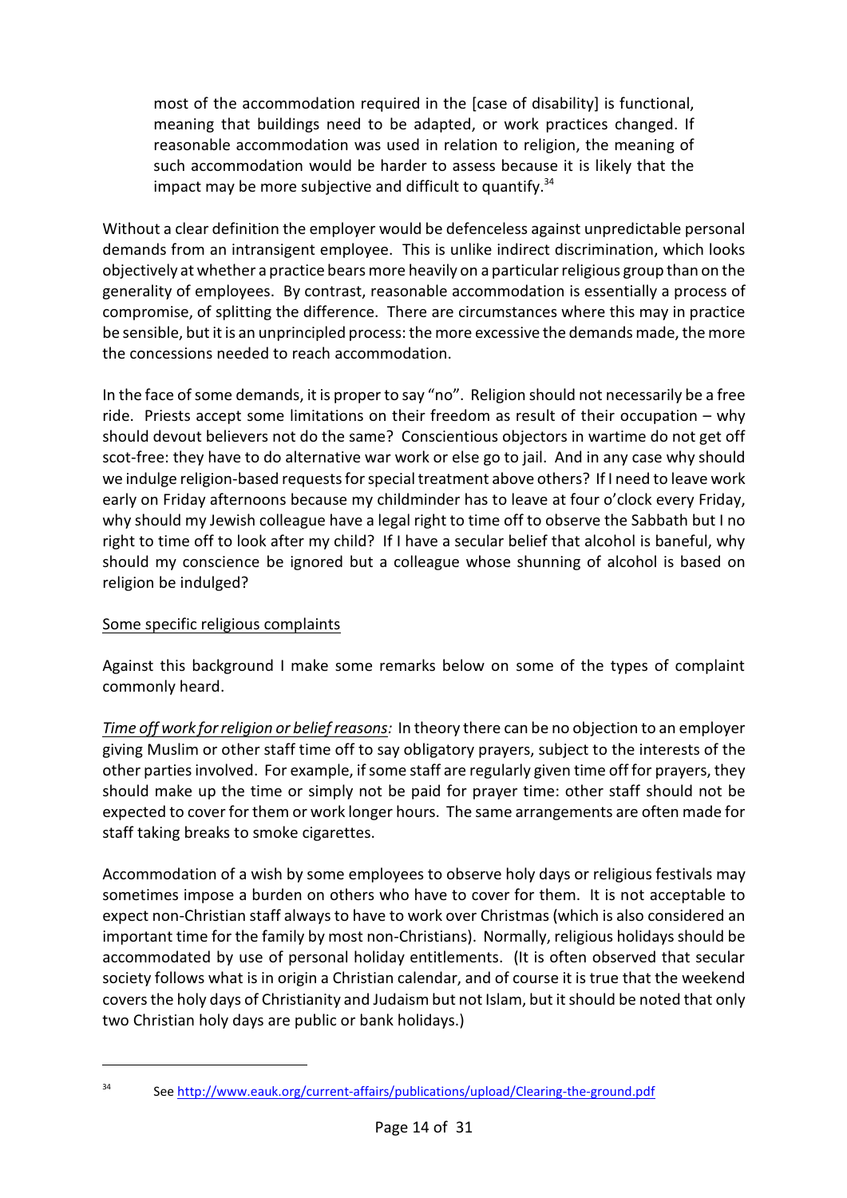> most of the accommodation required in the [case of disability] is functional, meaning that buildings need to be adapted, or work practices changed. If reasonable accommodation was used in relation to religion, the meaning of such accommodation would be harder to assess because it is likely that the impact may be more subjective and difficult to quantify.[34]

Without a clear definition the employer would be defenceless against unpredictable personal demands from an intransigent employee. This is unlike indirect discrimination, which looks objectively at whether a practice bears more heavily on a particular religious group than on the generality of employees. By contrast, reasonable accommodation is essentially a process of compromise, of splitting the difference. There are circumstances where this may in practice be sensible, but it is an unprincipled process: the more excessive the demands made, the more the concessions needed to reach accommodation.

In the face of some demands, it is proper to say "no". Religion should not necessarily be a free ride. Priests accept some limitations on their freedom as result of their occupation – why should devout believers not do the same? Conscientious objectors in wartime do not get off scot-free: they have to do alternative war work or else go to jail. And in any case why should we indulge religion-based requests for special treatment above others? If I need to leave work early on Friday afternoons because my childminder has to leave at four o'clock every Friday, why should my Jewish colleague have a legal right to time off to observe the Sabbath but I no right to time off to look after my child? If I have a secular belief that alcohol is baneful, why should my conscience be ignored but a colleague whose shunning of alcohol is based on religion be indulged?

<u>Some specific religious complaints</u>

Against this background I make some remarks below on some of the types of complaint commonly heard.

<u>*Time off work for religion or belief reasons:*</u> In theory there can be no objection to an employer giving Muslim or other staff time off to say obligatory prayers, subject to the interests of the other parties involved. For example, if some staff are regularly given time off for prayers, they should make up the time or simply not be paid for prayer time: other staff should not be expected to cover for them or work longer hours. The same arrangements are often made for staff taking breaks to smoke cigarettes.

Accommodation of a wish by some employees to observe holy days or religious festivals may sometimes impose a burden on others who have to cover for them. It is not acceptable to expect non-Christian staff always to have to work over Christmas (which is also considered an important time for the family by most non-Christians). Normally, religious holidays should be accommodated by use of personal holiday entitlements. (It is often observed that secular society follows what is in origin a Christian calendar, and of course it is true that the weekend covers the holy days of Christianity and Judaism but not Islam, but it should be noted that only two Christian holy days are public or bank holidays.)

---

[34] See http://www.eauk.org/current-affairs/publications/upload/Clearing-the-ground.pdf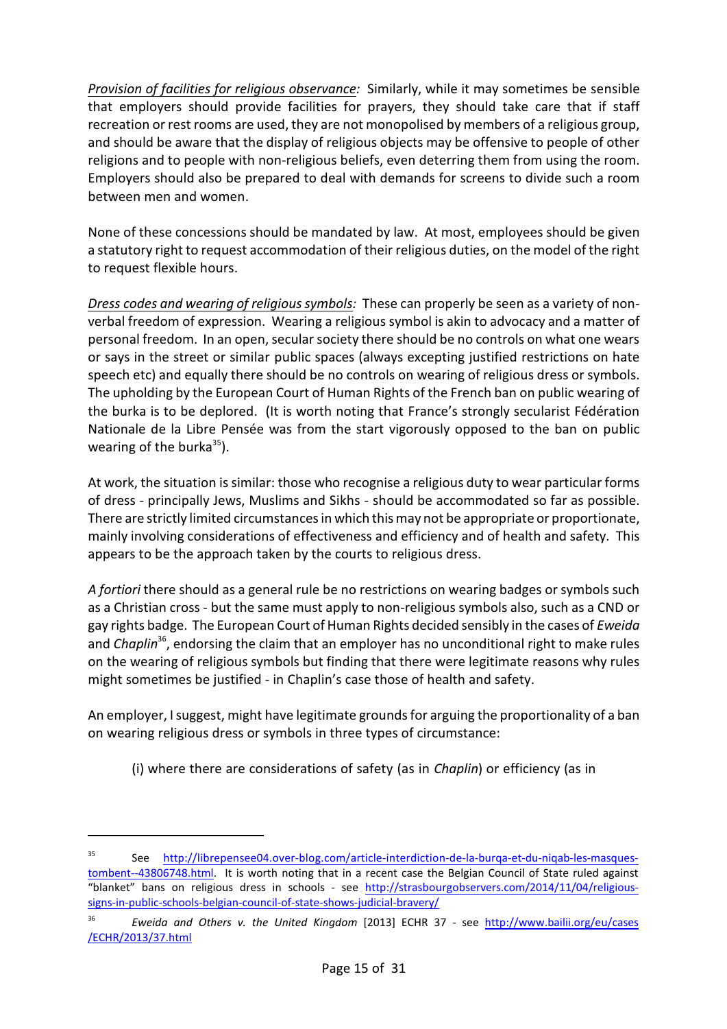*Provision of facilities for religious observance:* Similarly, while it may sometimes be sensible that employers should provide facilities for prayers, they should take care that if staff recreation or rest rooms are used, they are not monopolised by members of a religious group, and should be aware that the display of religious objects may be offensive to people of other religions and to people with non-religious beliefs, even deterring them from using the room. Employers should also be prepared to deal with demands for screens to divide such a room between men and women.

None of these concessions should be mandated by law. At most, employees should be given a statutory right to request accommodation of their religious duties, on the model of the right to request flexible hours.

*Dress codes and wearing of religious symbols:* These can properly be seen as a variety of non-verbal freedom of expression. Wearing a religious symbol is akin to advocacy and a matter of personal freedom. In an open, secular society there should be no controls on what one wears or says in the street or similar public spaces (always excepting justified restrictions on hate speech etc) and equally there should be no controls on wearing of religious dress or symbols. The upholding by the European Court of Human Rights of the French ban on public wearing of the burka is to be deplored. (It is worth noting that France's strongly secularist Fédération Nationale de la Libre Pensée was from the start vigorously opposed to the ban on public wearing of the burka[35]).

At work, the situation is similar: those who recognise a religious duty to wear particular forms of dress - principally Jews, Muslims and Sikhs - should be accommodated so far as possible. There are strictly limited circumstances in which this may not be appropriate or proportionate, mainly involving considerations of effectiveness and efficiency and of health and safety. This appears to be the approach taken by the courts to religious dress.

*A fortiori* there should as a general rule be no restrictions on wearing badges or symbols such as a Christian cross - but the same must apply to non-religious symbols also, such as a CND or gay rights badge. The European Court of Human Rights decided sensibly in the cases of *Eweida* and *Chaplin*[36], endorsing the claim that an employer has no unconditional right to make rules on the wearing of religious symbols but finding that there were legitimate reasons why rules might sometimes be justified - in Chaplin's case those of health and safety.

An employer, I suggest, might have legitimate grounds for arguing the proportionality of a ban on wearing religious dress or symbols in three types of circumstance:

(i) where there are considerations of safety (as in *Chaplin*) or efficiency (as in

---

[35] See http://librepensee04.over-blog.com/article-interdiction-de-la-burqa-et-du-niqab-les-masques-tombent--43806748.html. It is worth noting that in a recent case the Belgian Council of State ruled against "blanket" bans on religious dress in schools - see http://strasbourgobservers.com/2014/11/04/religious-signs-in-public-schools-belgian-council-of-state-shows-judicial-bravery/

[36] *Eweida and Others v. the United Kingdom* [2013] ECHR 37 - see http://www.bailii.org/eu/cases/ECHR/2013/37.html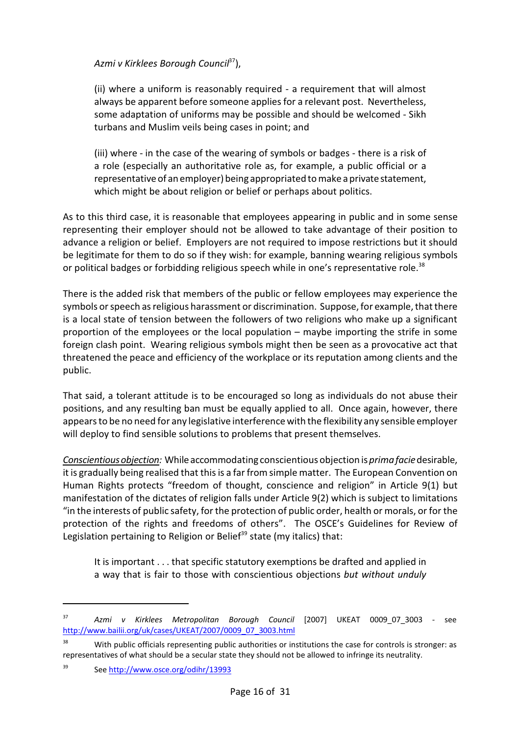*Azmi v Kirklees Borough Council*[37]),

> (ii) where a uniform is reasonably required - a requirement that will almost always be apparent before someone applies for a relevant post. Nevertheless, some adaptation of uniforms may be possible and should be welcomed - Sikh turbans and Muslim veils being cases in point; and
>
> (iii) where - in the case of the wearing of symbols or badges - there is a risk of a role (especially an authoritative role as, for example, a public official or a representative of an employer) being appropriated to make a private statement, which might be about religion or belief or perhaps about politics.

As to this third case, it is reasonable that employees appearing in public and in some sense representing their employer should not be allowed to take advantage of their position to advance a religion or belief. Employers are not required to impose restrictions but it should be legitimate for them to do so if they wish: for example, banning wearing religious symbols or political badges or forbidding religious speech while in one's representative role.[38]

There is the added risk that members of the public or fellow employees may experience the symbols or speech as religious harassment or discrimination. Suppose, for example, that there is a local state of tension between the followers of two religions who make up a significant proportion of the employees or the local population – maybe importing the strife in some foreign clash point. Wearing religious symbols might then be seen as a provocative act that threatened the peace and efficiency of the workplace or its reputation among clients and the public.

That said, a tolerant attitude is to be encouraged so long as individuals do not abuse their positions, and any resulting ban must be equally applied to all. Once again, however, there appears to be no need for any legislative interference with the flexibility any sensible employer will deploy to find sensible solutions to problems that present themselves.

*Conscientious objection:* While accommodating conscientious objection is *prima facie* desirable, it is gradually being realised that this is a far from simple matter. The European Convention on Human Rights protects "freedom of thought, conscience and religion" in Article 9(1) but manifestation of the dictates of religion falls under Article 9(2) which is subject to limitations "in the interests of public safety, for the protection of public order, health or morals, or for the protection of the rights and freedoms of others". The OSCE's Guidelines for Review of Legislation pertaining to Religion or Belief[39] state (my italics) that:

> It is important . . . that specific statutory exemptions be drafted and applied in a way that is fair to those with conscientious objections *but without unduly*

---

[37] *Azmi v Kirklees Metropolitan Borough Council* [2007] UKEAT 0009_07_3003 - see http://www.bailii.org/uk/cases/UKEAT/2007/0009_07_3003.html

[38] With public officials representing public authorities or institutions the case for controls is stronger: as representatives of what should be a secular state they should not be allowed to infringe its neutrality.

[39] See http://www.osce.org/odihr/13993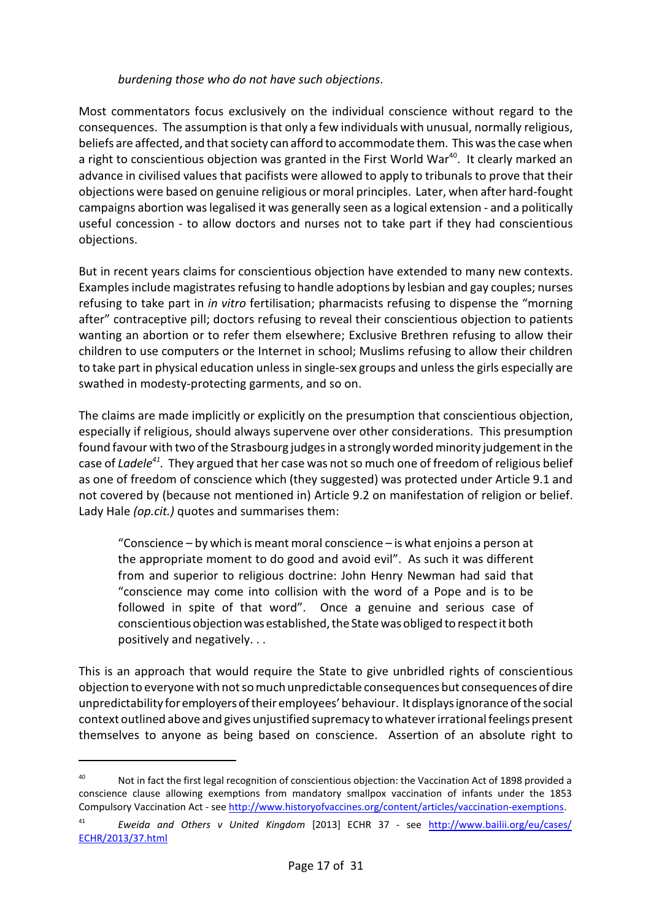*burdening those who do not have such objections*.

Most commentators focus exclusively on the individual conscience without regard to the consequences. The assumption is that only a few individuals with unusual, normally religious, beliefs are affected, and that society can afford to accommodate them. This was the case when a right to conscientious objection was granted in the First World War[40]. It clearly marked an advance in civilised values that pacifists were allowed to apply to tribunals to prove that their objections were based on genuine religious or moral principles. Later, when after hard-fought campaigns abortion was legalised it was generally seen as a logical extension - and a politically useful concession - to allow doctors and nurses not to take part if they had conscientious objections.

But in recent years claims for conscientious objection have extended to many new contexts. Examples include magistrates refusing to handle adoptions by lesbian and gay couples; nurses refusing to take part in *in vitro* fertilisation; pharmacists refusing to dispense the "morning after" contraceptive pill; doctors refusing to reveal their conscientious objection to patients wanting an abortion or to refer them elsewhere; Exclusive Brethren refusing to allow their children to use computers or the Internet in school; Muslims refusing to allow their children to take part in physical education unless in single-sex groups and unless the girls especially are swathed in modesty-protecting garments, and so on.

The claims are made implicitly or explicitly on the presumption that conscientious objection, especially if religious, should always supervene over other considerations. This presumption found favour with two of the Strasbourg judges in a strongly worded minority judgement in the case of *Ladele*[41]. They argued that her case was not so much one of freedom of religious belief as one of freedom of conscience which (they suggested) was protected under Article 9.1 and not covered by (because not mentioned in) Article 9.2 on manifestation of religion or belief. Lady Hale *(op.cit.)* quotes and summarises them:

> "Conscience – by which is meant moral conscience – is what enjoins a person at the appropriate moment to do good and avoid evil". As such it was different from and superior to religious doctrine: John Henry Newman had said that "conscience may come into collision with the word of a Pope and is to be followed in spite of that word". Once a genuine and serious case of conscientious objection was established, the State was obliged to respect it both positively and negatively. . .

This is an approach that would require the State to give unbridled rights of conscientious objection to everyone with not so much unpredictable consequences but consequences of dire unpredictability for employers of their employees' behaviour. It displays ignorance of the social context outlined above and gives unjustified supremacy to whatever irrational feelings present themselves to anyone as being based on conscience. Assertion of an absolute right to

---

[40] Not in fact the first legal recognition of conscientious objection: the Vaccination Act of 1898 provided a conscience clause allowing exemptions from mandatory smallpox vaccination of infants under the 1853 Compulsory Vaccination Act - see http://www.historyofvaccines.org/content/articles/vaccination-exemptions.

[41] *Eweida and Others v United Kingdom* [2013] ECHR 37 - see http://www.bailii.org/eu/cases/ECHR/2013/37.html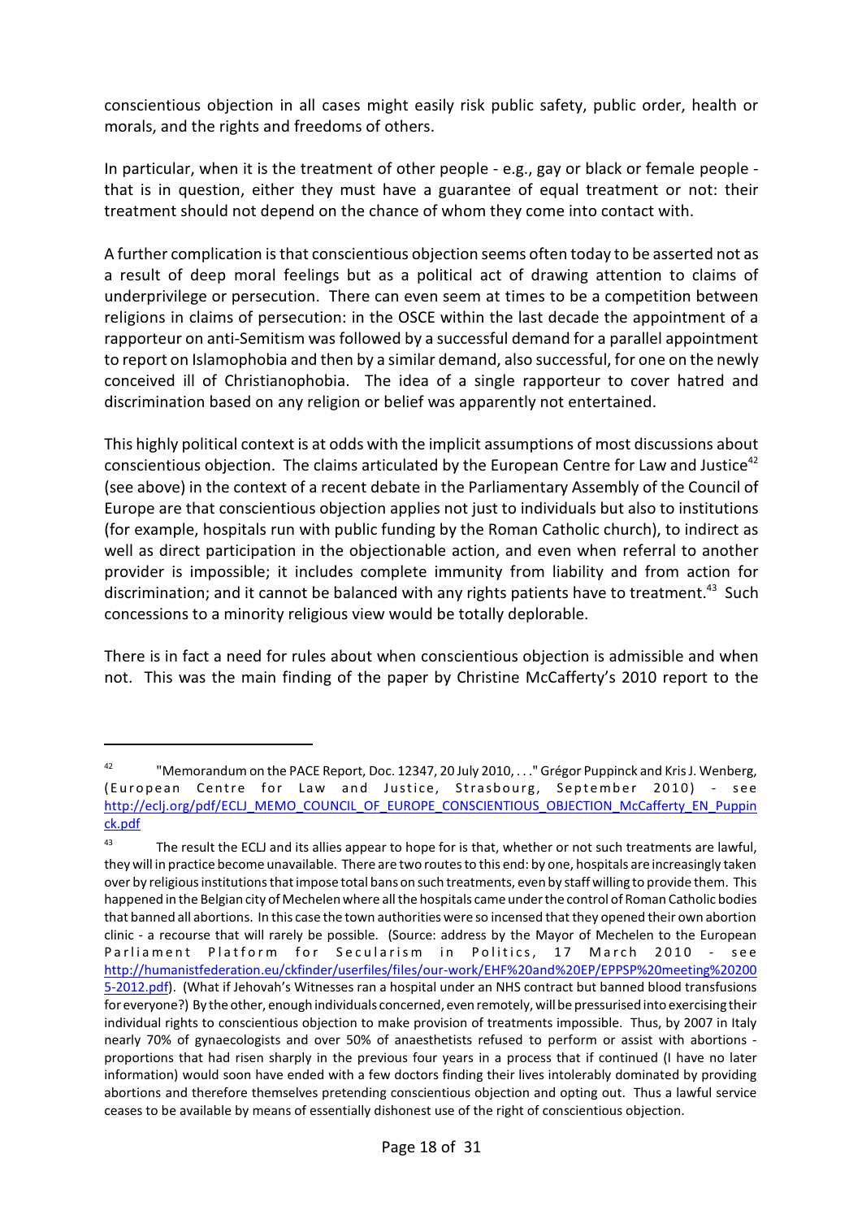conscientious objection in all cases might easily risk public safety, public order, health or morals, and the rights and freedoms of others.

In particular, when it is the treatment of other people - e.g., gay or black or female people - that is in question, either they must have a guarantee of equal treatment or not: their treatment should not depend on the chance of whom they come into contact with.

A further complication is that conscientious objection seems often today to be asserted not as a result of deep moral feelings but as a political act of drawing attention to claims of underprivilege or persecution. There can even seem at times to be a competition between religions in claims of persecution: in the OSCE within the last decade the appointment of a rapporteur on anti-Semitism was followed by a successful demand for a parallel appointment to report on Islamophobia and then by a similar demand, also successful, for one on the newly conceived ill of Christianophobia. The idea of a single rapporteur to cover hatred and discrimination based on any religion or belief was apparently not entertained.

This highly political context is at odds with the implicit assumptions of most discussions about conscientious objection. The claims articulated by the European Centre for Law and Justice[42] (see above) in the context of a recent debate in the Parliamentary Assembly of the Council of Europe are that conscientious objection applies not just to individuals but also to institutions (for example, hospitals run with public funding by the Roman Catholic church), to indirect as well as direct participation in the objectionable action, and even when referral to another provider is impossible; it includes complete immunity from liability and from action for discrimination; and it cannot be balanced with any rights patients have to treatment.[43] Such concessions to a minority religious view would be totally deplorable.

There is in fact a need for rules about when conscientious objection is admissible and when not. This was the main finding of the paper by Christine McCafferty's 2010 report to the

---

[42] "Memorandum on the PACE Report, Doc. 12347, 20 July 2010, . . ." Grégor Puppinck and Kris J. Wenberg, (European Centre for Law and Justice, Strasbourg, September 2010) - see http://eclj.org/pdf/ECLJ_MEMO_COUNCIL_OF_EUROPE_CONSCIENTIOUS_OBJECTION_McCafferty_EN_Puppinck.pdf

[43] The result the ECLJ and its allies appear to hope for is that, whether or not such treatments are lawful, they will in practice become unavailable. There are two routes to this end: by one, hospitals are increasingly taken over by religious institutions that impose total bans on such treatments, even by staff willing to provide them. This happened in the Belgian city of Mechelen where all the hospitals came under the control of Roman Catholic bodies that banned all abortions. In this case the town authorities were so incensed that they opened their own abortion clinic - a recourse that will rarely be possible. (Source: address by the Mayor of Mechelen to the European Parliament Platform for Secularism in Politics, 17 March 2010 - see http://humanistfederation.eu/ckfinder/userfiles/files/our-work/EHF%20and%20EP/EPPSP%20meeting%202005-2012.pdf). (What if Jehovah's Witnesses ran a hospital under an NHS contract but banned blood transfusions for everyone?) By the other, enough individuals concerned, even remotely, will be pressurised into exercising their individual rights to conscientious objection to make provision of treatments impossible. Thus, by 2007 in Italy nearly 70% of gynaecologists and over 50% of anaesthetists refused to perform or assist with abortions - proportions that had risen sharply in the previous four years in a process that if continued (I have no later information) would soon have ended with a few doctors finding their lives intolerably dominated by providing abortions and therefore themselves pretending conscientious objection and opting out. Thus a lawful service ceases to be available by means of essentially dishonest use of the right of conscientious objection.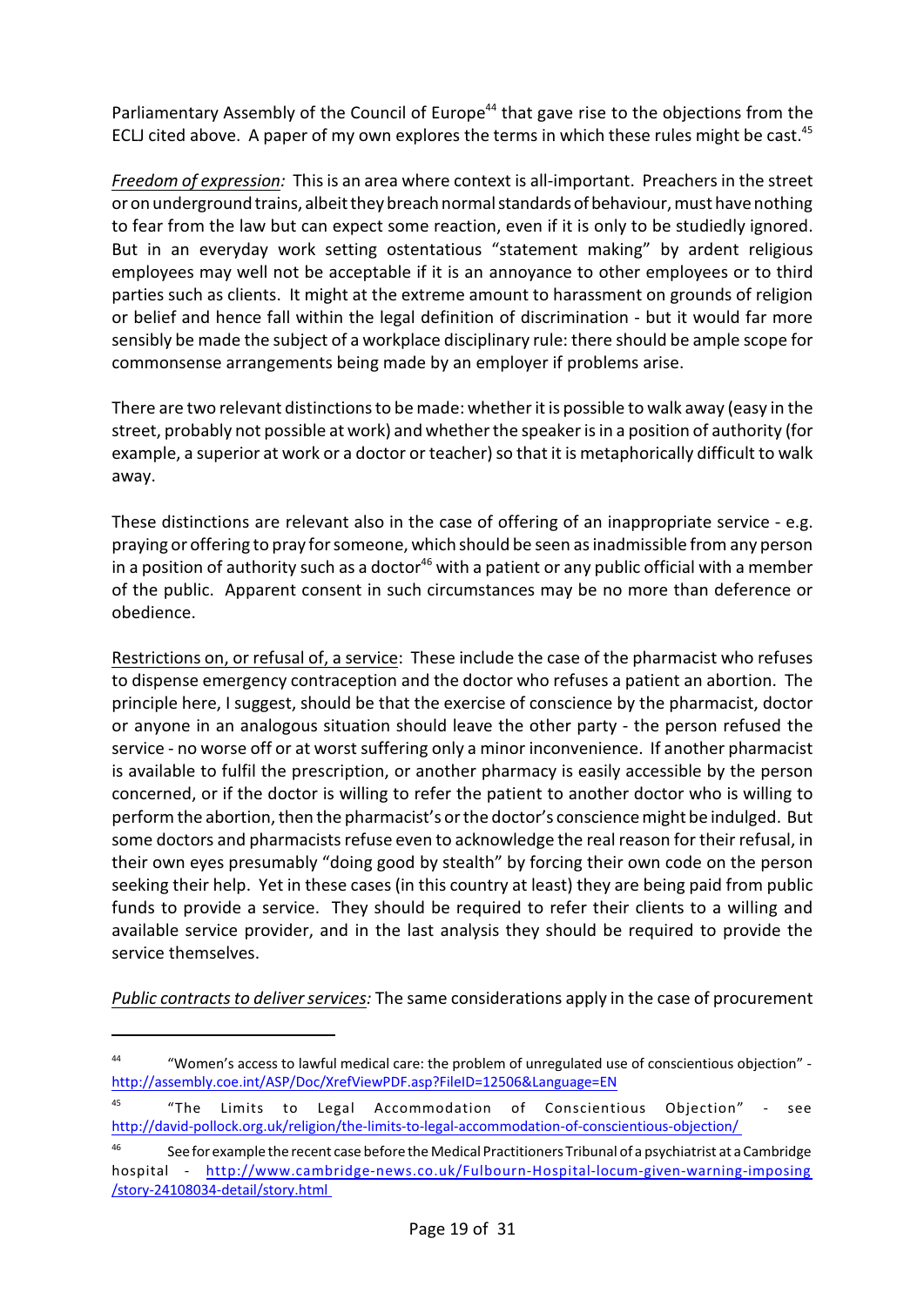Parliamentary Assembly of the Council of Europe[44] that gave rise to the objections from the ECLJ cited above. A paper of my own explores the terms in which these rules might be cast.[45]

*Freedom of expression:* This is an area where context is all-important. Preachers in the street or on underground trains, albeit they breach normal standards of behaviour, must have nothing to fear from the law but can expect some reaction, even if it is only to be studiedly ignored. But in an everyday work setting ostentatious "statement making" by ardent religious employees may well not be acceptable if it is an annoyance to other employees or to third parties such as clients. It might at the extreme amount to harassment on grounds of religion or belief and hence fall within the legal definition of discrimination - but it would far more sensibly be made the subject of a workplace disciplinary rule: there should be ample scope for commonsense arrangements being made by an employer if problems arise.

There are two relevant distinctions to be made: whether it is possible to walk away (easy in the street, probably not possible at work) and whether the speaker is in a position of authority (for example, a superior at work or a doctor or teacher) so that it is metaphorically difficult to walk away.

These distinctions are relevant also in the case of offering of an inappropriate service - e.g. praying or offering to pray for someone, which should be seen as inadmissible from any person in a position of authority such as a doctor[46] with a patient or any public official with a member of the public. Apparent consent in such circumstances may be no more than deference or obedience.

Restrictions on, or refusal of, a service: These include the case of the pharmacist who refuses to dispense emergency contraception and the doctor who refuses a patient an abortion. The principle here, I suggest, should be that the exercise of conscience by the pharmacist, doctor or anyone in an analogous situation should leave the other party - the person refused the service - no worse off or at worst suffering only a minor inconvenience. If another pharmacist is available to fulfil the prescription, or another pharmacy is easily accessible by the person concerned, or if the doctor is willing to refer the patient to another doctor who is willing to perform the abortion, then the pharmacist's or the doctor's conscience might be indulged. But some doctors and pharmacists refuse even to acknowledge the real reason for their refusal, in their own eyes presumably "doing good by stealth" by forcing their own code on the person seeking their help. Yet in these cases (in this country at least) they are being paid from public funds to provide a service. They should be required to refer their clients to a willing and available service provider, and in the last analysis they should be required to provide the service themselves.

*Public contracts to deliver services:* The same considerations apply in the case of procurement

---

[44] "Women's access to lawful medical care: the problem of unregulated use of conscientious objection" - http://assembly.coe.int/ASP/Doc/XrefViewPDF.asp?FileID=12506&Language=EN

[45] "The Limits to Legal Accommodation of Conscientious Objection" - see http://david-pollock.org.uk/religion/the-limits-to-legal-accommodation-of-conscientious-objection/

[46] See for example the recent case before the Medical Practitioners Tribunal of a psychiatrist at a Cambridge hospital - http://www.cambridge-news.co.uk/Fulbourn-Hospital-locum-given-warning-imposing/story-24108034-detail/story.html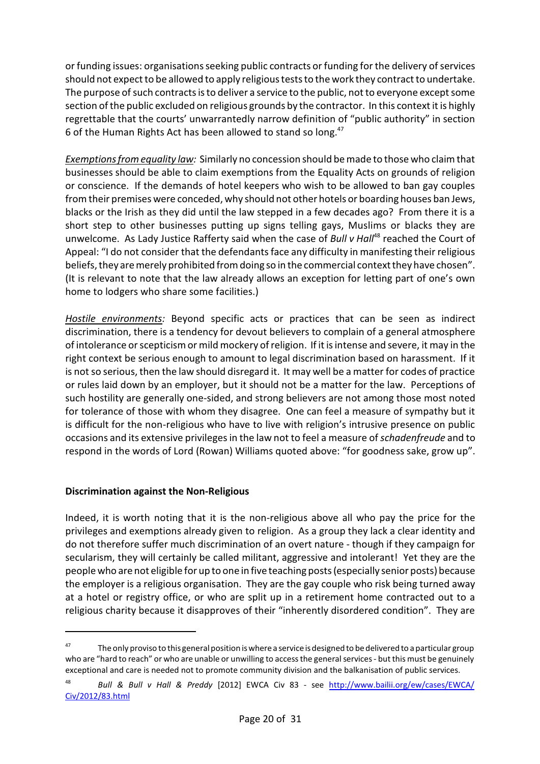or funding issues: organisations seeking public contracts or funding for the delivery of services should not expect to be allowed to apply religious tests to the work they contract to undertake. The purpose of such contracts is to deliver a service to the public, not to everyone except some section of the public excluded on religious grounds by the contractor. In this context it is highly regrettable that the courts' unwarrantedly narrow definition of "public authority" in section 6 of the Human Rights Act has been allowed to stand so long.[47]

*Exemptions from equality law:* Similarly no concession should be made to those who claim that businesses should be able to claim exemptions from the Equality Acts on grounds of religion or conscience. If the demands of hotel keepers who wish to be allowed to ban gay couples from their premises were conceded, why should not other hotels or boarding houses ban Jews, blacks or the Irish as they did until the law stepped in a few decades ago? From there it is a short step to other businesses putting up signs telling gays, Muslims or blacks they are unwelcome. As Lady Justice Rafferty said when the case of *Bull v Hall*[48] reached the Court of Appeal: "I do not consider that the defendants face any difficulty in manifesting their religious beliefs, they are merely prohibited from doing so in the commercial context they have chosen". (It is relevant to note that the law already allows an exception for letting part of one's own home to lodgers who share some facilities.)

*Hostile environments:* Beyond specific acts or practices that can be seen as indirect discrimination, there is a tendency for devout believers to complain of a general atmosphere of intolerance or scepticism or mild mockery of religion. If it is intense and severe, it may in the right context be serious enough to amount to legal discrimination based on harassment. If it is not so serious, then the law should disregard it. It may well be a matter for codes of practice or rules laid down by an employer, but it should not be a matter for the law. Perceptions of such hostility are generally one-sided, and strong believers are not among those most noted for tolerance of those with whom they disagree. One can feel a measure of sympathy but it is difficult for the non-religious who have to live with religion's intrusive presence on public occasions and its extensive privileges in the law not to feel a measure of *schadenfreude* and to respond in the words of Lord (Rowan) Williams quoted above: "for goodness sake, grow up".

## Discrimination against the Non-Religious

Indeed, it is worth noting that it is the non-religious above all who pay the price for the privileges and exemptions already given to religion. As a group they lack a clear identity and do not therefore suffer much discrimination of an overt nature - though if they campaign for secularism, they will certainly be called militant, aggressive and intolerant! Yet they are the people who are not eligible for up to one in five teaching posts (especially senior posts) because the employer is a religious organisation. They are the gay couple who risk being turned away at a hotel or registry office, or who are split up in a retirement home contracted out to a religious charity because it disapproves of their "inherently disordered condition". They are

---

[47] The only proviso to this general position is where a service is designed to be delivered to a particular group who are "hard to reach" or who are unable or unwilling to access the general services - but this must be genuinely exceptional and care is needed not to promote community division and the balkanisation of public services.

[48] *Bull & Bull v Hall & Preddy* [2012] EWCA Civ 83 - see http://www.bailii.org/ew/cases/EWCA/Civ/2012/83.html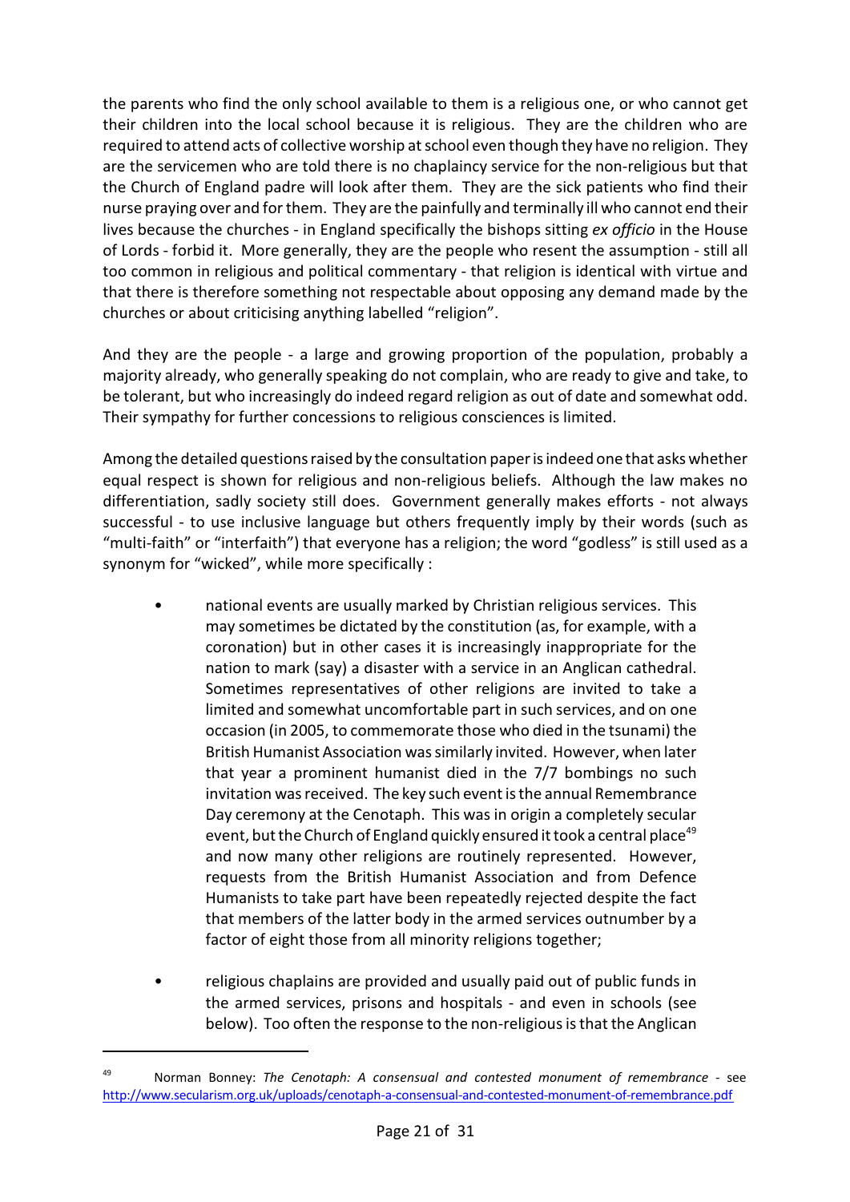the parents who find the only school available to them is a religious one, or who cannot get their children into the local school because it is religious. They are the children who are required to attend acts of collective worship at school even though they have no religion. They are the servicemen who are told there is no chaplaincy service for the non-religious but that the Church of England padre will look after them. They are the sick patients who find their nurse praying over and for them. They are the painfully and terminally ill who cannot end their lives because the churches - in England specifically the bishops sitting *ex officio* in the House of Lords - forbid it. More generally, they are the people who resent the assumption - still all too common in religious and political commentary - that religion is identical with virtue and that there is therefore something not respectable about opposing any demand made by the churches or about criticising anything labelled "religion".

And they are the people - a large and growing proportion of the population, probably a majority already, who generally speaking do not complain, who are ready to give and take, to be tolerant, but who increasingly do indeed regard religion as out of date and somewhat odd. Their sympathy for further concessions to religious consciences is limited.

Among the detailed questions raised by the consultation paper is indeed one that asks whether equal respect is shown for religious and non-religious beliefs. Although the law makes no differentiation, sadly society still does. Government generally makes efforts - not always successful - to use inclusive language but others frequently imply by their words (such as "multi-faith" or "interfaith") that everyone has a religion; the word "godless" is still used as a synonym for "wicked", while more specifically :

- national events are usually marked by Christian religious services. This may sometimes be dictated by the constitution (as, for example, with a coronation) but in other cases it is increasingly inappropriate for the nation to mark (say) a disaster with a service in an Anglican cathedral. Sometimes representatives of other religions are invited to take a limited and somewhat uncomfortable part in such services, and on one occasion (in 2005, to commemorate those who died in the tsunami) the British Humanist Association was similarly invited. However, when later that year a prominent humanist died in the 7/7 bombings no such invitation was received. The key such event is the annual Remembrance Day ceremony at the Cenotaph. This was in origin a completely secular event, but the Church of England quickly ensured it took a central place[49] and now many other religions are routinely represented. However, requests from the British Humanist Association and from Defence Humanists to take part have been repeatedly rejected despite the fact that members of the latter body in the armed services outnumber by a factor of eight those from all minority religions together;

- religious chaplains are provided and usually paid out of public funds in the armed services, prisons and hospitals - and even in schools (see below). Too often the response to the non-religious is that the Anglican

---

[49] Norman Bonney: *The Cenotaph: A consensual and contested monument of remembrance* - see http://www.secularism.org.uk/uploads/cenotaph-a-consensual-and-contested-monument-of-remembrance.pdf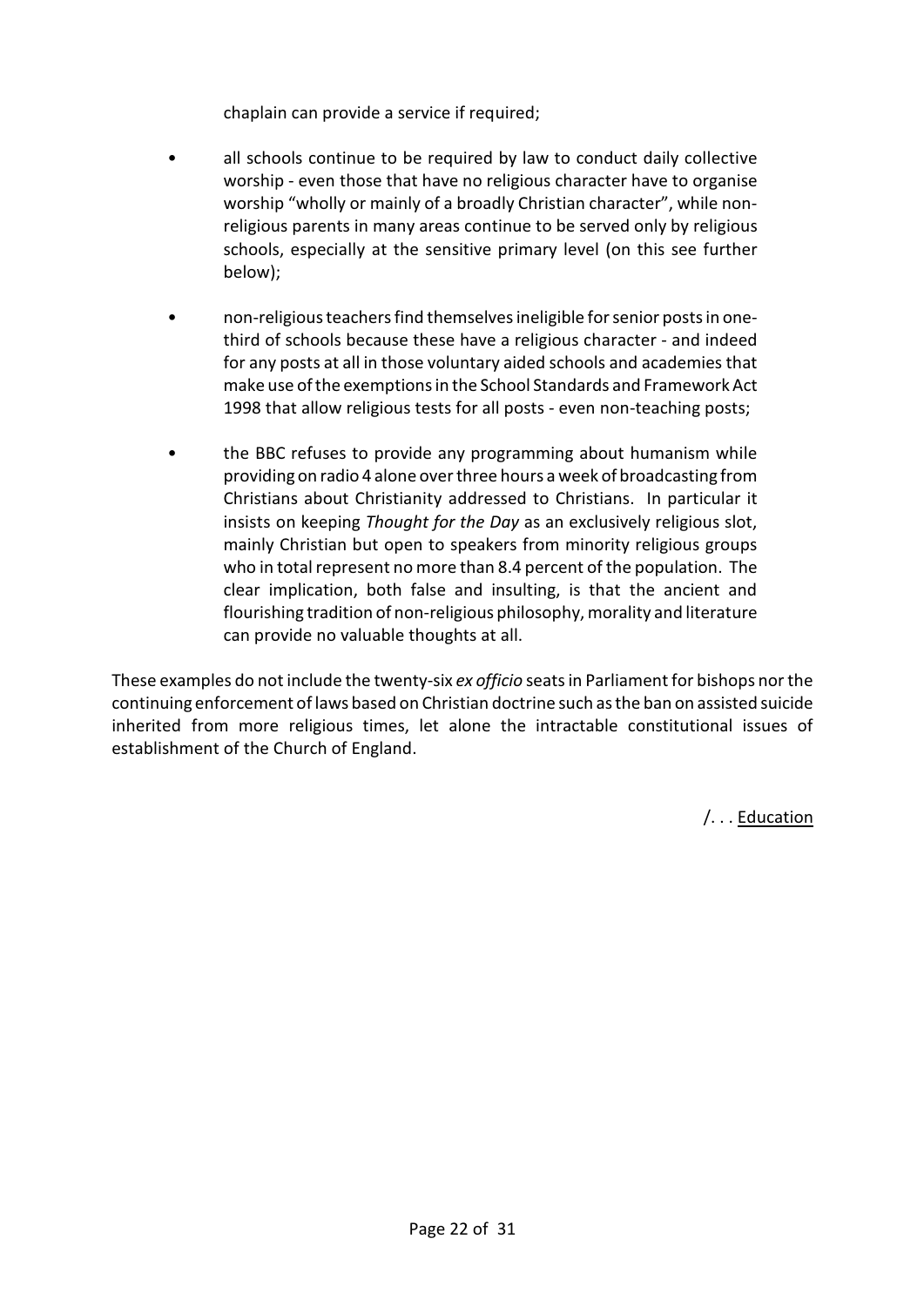chaplain can provide a service if required;

- all schools continue to be required by law to conduct daily collective worship - even those that have no religious character have to organise worship "wholly or mainly of a broadly Christian character", while non-religious parents in many areas continue to be served only by religious schools, especially at the sensitive primary level (on this see further below);

- non-religious teachers find themselves ineligible for senior posts in one-third of schools because these have a religious character - and indeed for any posts at all in those voluntary aided schools and academies that make use of the exemptions in the School Standards and Framework Act 1998 that allow religious tests for all posts - even non-teaching posts;

- the BBC refuses to provide any programming about humanism while providing on radio 4 alone over three hours a week of broadcasting from Christians about Christianity addressed to Christians. In particular it insists on keeping *Thought for the Day* as an exclusively religious slot, mainly Christian but open to speakers from minority religious groups who in total represent no more than 8.4 percent of the population. The clear implication, both false and insulting, is that the ancient and flourishing tradition of non-religious philosophy, morality and literature can provide no valuable thoughts at all.

These examples do not include the twenty-six *ex officio* seats in Parliament for bishops nor the continuing enforcement of laws based on Christian doctrine such as the ban on assisted suicide inherited from more religious times, let alone the intractable constitutional issues of establishment of the Church of England.

/. . . Education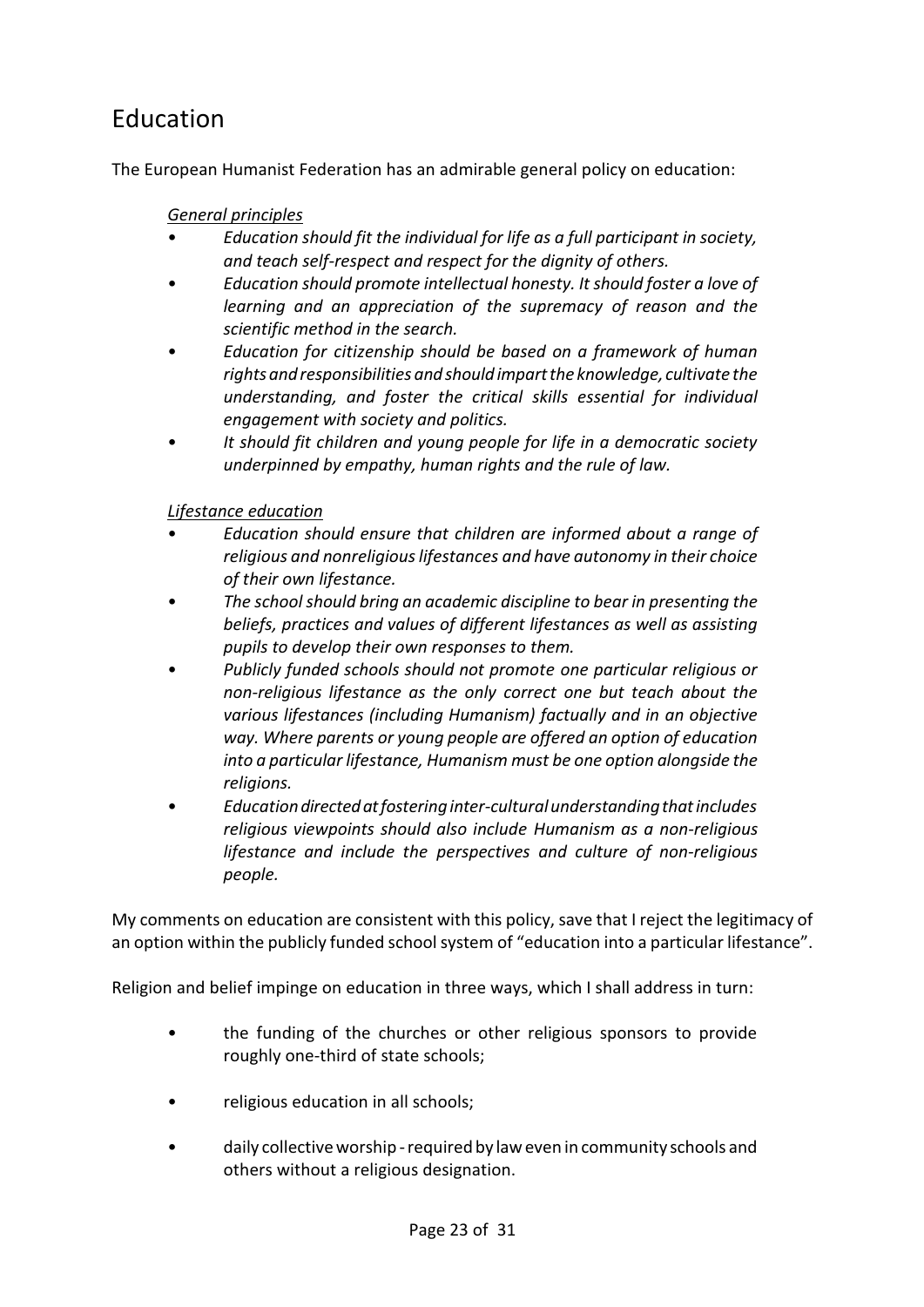# Education

The European Humanist Federation has an admirable general policy on education:

> *General principles*
>
> - *Education should fit the individual for life as a full participant in society, and teach self-respect and respect for the dignity of others.*
> - *Education should promote intellectual honesty. It should foster a love of learning and an appreciation of the supremacy of reason and the scientific method in the search.*
> - *Education for citizenship should be based on a framework of human rights and responsibilities and should impart the knowledge, cultivate the understanding, and foster the critical skills essential for individual engagement with society and politics.*
> - *It should fit children and young people for life in a democratic society underpinned by empathy, human rights and the rule of law.*
>
> *Lifestance education*
>
> - *Education should ensure that children are informed about a range of religious and nonreligious lifestances and have autonomy in their choice of their own lifestance.*
> - *The school should bring an academic discipline to bear in presenting the beliefs, practices and values of different lifestances as well as assisting pupils to develop their own responses to them.*
> - *Publicly funded schools should not promote one particular religious or non-religious lifestance as the only correct one but teach about the various lifestances (including Humanism) factually and in an objective way. Where parents or young people are offered an option of education into a particular lifestance, Humanism must be one option alongside the religions.*
> - *Education directed at fostering inter-cultural understanding that includes religious viewpoints should also include Humanism as a non-religious lifestance and include the perspectives and culture of non-religious people.*

My comments on education are consistent with this policy, save that I reject the legitimacy of an option within the publicly funded school system of "education into a particular lifestance".

Religion and belief impinge on education in three ways, which I shall address in turn:

- the funding of the churches or other religious sponsors to provide roughly one-third of state schools;
- religious education in all schools;
- daily collective worship - required by law even in community schools and others without a religious designation.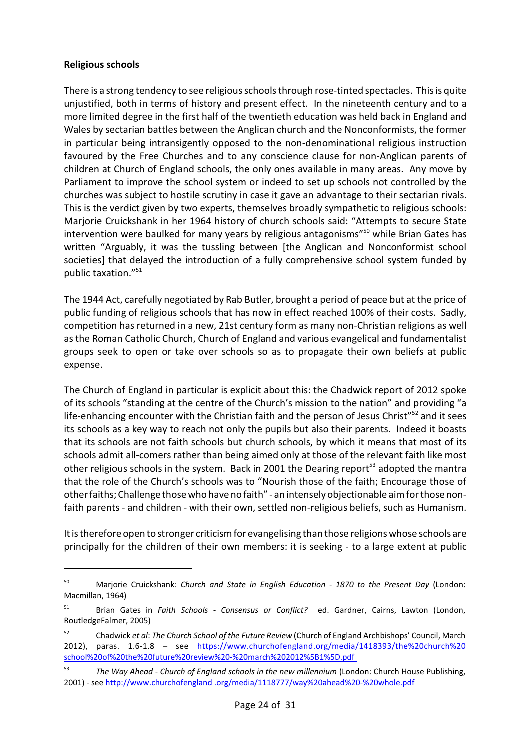**Religious schools**

There is a strong tendency to see religious schools through rose-tinted spectacles. This is quite unjustified, both in terms of history and present effect. In the nineteenth century and to a more limited degree in the first half of the twentieth education was held back in England and Wales by sectarian battles between the Anglican church and the Nonconformists, the former in particular being intransigently opposed to the non-denominational religious instruction favoured by the Free Churches and to any conscience clause for non-Anglican parents of children at Church of England schools, the only ones available in many areas. Any move by Parliament to improve the school system or indeed to set up schools not controlled by the churches was subject to hostile scrutiny in case it gave an advantage to their sectarian rivals. This is the verdict given by two experts, themselves broadly sympathetic to religious schools: Marjorie Cruickshank in her 1964 history of church schools said: "Attempts to secure State intervention were baulked for many years by religious antagonisms"[50] while Brian Gates has written "Arguably, it was the tussling between [the Anglican and Nonconformist school societies] that delayed the introduction of a fully comprehensive school system funded by public taxation."[51]

The 1944 Act, carefully negotiated by Rab Butler, brought a period of peace but at the price of public funding of religious schools that has now in effect reached 100% of their costs. Sadly, competition has returned in a new, 21st century form as many non-Christian religions as well as the Roman Catholic Church, Church of England and various evangelical and fundamentalist groups seek to open or take over schools so as to propagate their own beliefs at public expense.

The Church of England in particular is explicit about this: the Chadwick report of 2012 spoke of its schools "standing at the centre of the Church's mission to the nation" and providing "a life-enhancing encounter with the Christian faith and the person of Jesus Christ"[52] and it sees its schools as a key way to reach not only the pupils but also their parents. Indeed it boasts that its schools are not faith schools but church schools, by which it means that most of its schools admit all-comers rather than being aimed only at those of the relevant faith like most other religious schools in the system. Back in 2001 the Dearing report[53] adopted the mantra that the role of the Church's schools was to "Nourish those of the faith; Encourage those of other faiths; Challenge those who have no faith" - an intensely objectionable aim for those non-faith parents - and children - with their own, settled non-religious beliefs, such as Humanism.

It is therefore open to stronger criticism for evangelising than those religions whose schools are principally for the children of their own members: it is seeking - to a large extent at public

---

[50] Marjorie Cruickshank: *Church and State in English Education - 1870 to the Present Day* (London: Macmillan, 1964)

[51] Brian Gates in *Faith Schools - Consensus or Conflict?* ed. Gardner, Cairns, Lawton (London, RoutledgeFalmer, 2005)

[52] Chadwick *et al*: *The Church School of the Future Review* (Church of England Archbishops' Council, March 2012), paras. 1.6-1.8 – see https://www.churchofengland.org/media/1418393/the%20church%20school%20of%20the%20future%20review%20-%20march%202012%5B1%5D.pdf

[53] *The Way Ahead - Church of England schools in the new millennium* (London: Church House Publishing, 2001) - see http://www.churchofengland .org/media/1118777/way%20ahead%20-%20whole.pdf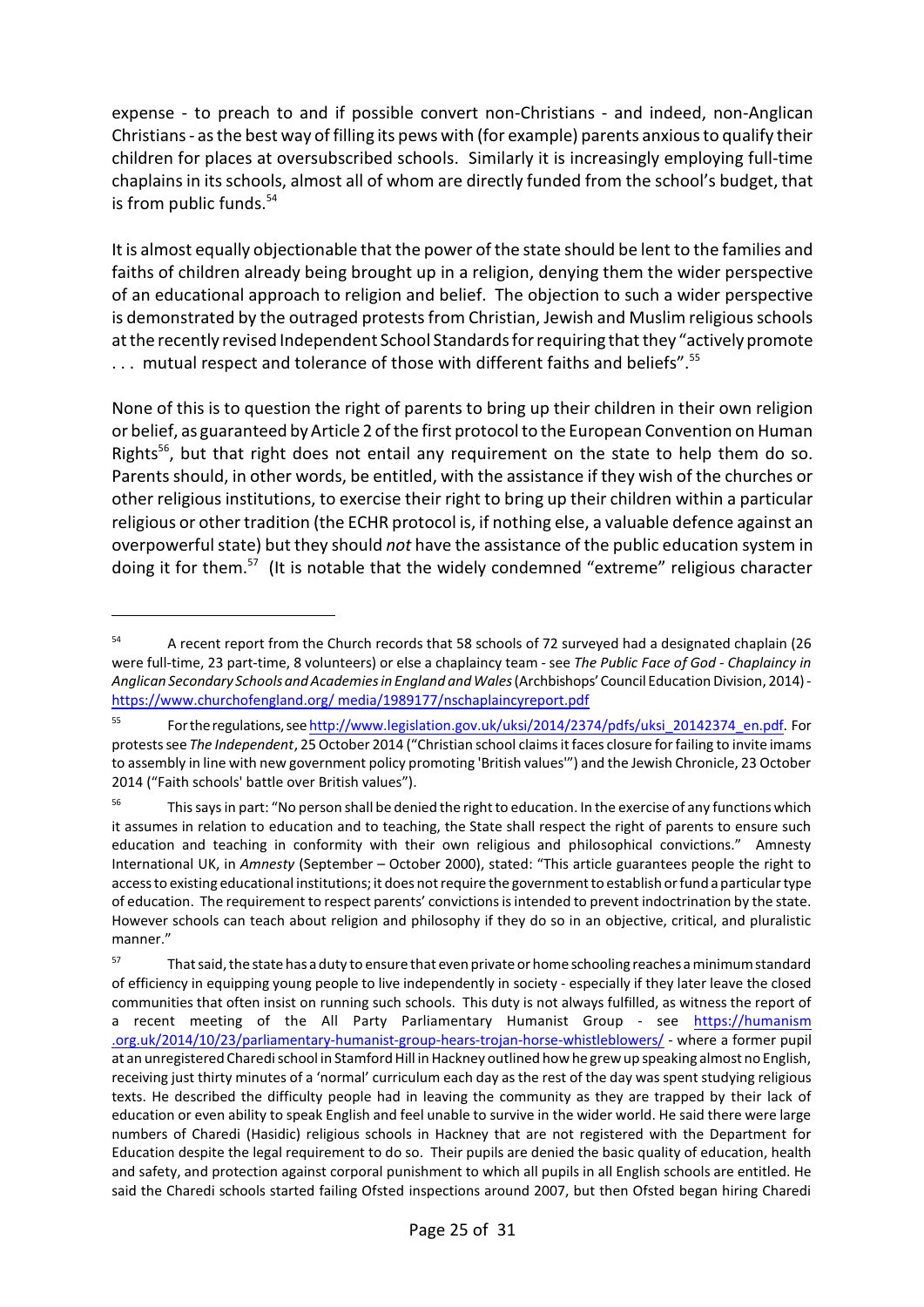expense - to preach to and if possible convert non-Christians - and indeed, non-Anglican Christians - as the best way of filling its pews with (for example) parents anxious to qualify their children for places at oversubscribed schools. Similarly it is increasingly employing full-time chaplains in its schools, almost all of whom are directly funded from the school's budget, that is from public funds.[54]

It is almost equally objectionable that the power of the state should be lent to the families and faiths of children already being brought up in a religion, denying them the wider perspective of an educational approach to religion and belief. The objection to such a wider perspective is demonstrated by the outraged protests from Christian, Jewish and Muslim religious schools at the recently revised Independent School Standards for requiring that they "actively promote . . . mutual respect and tolerance of those with different faiths and beliefs".[55]

None of this is to question the right of parents to bring up their children in their own religion or belief, as guaranteed by Article 2 of the first protocol to the European Convention on Human Rights[56], but that right does not entail any requirement on the state to help them do so. Parents should, in other words, be entitled, with the assistance if they wish of the churches or other religious institutions, to exercise their right to bring up their children within a particular religious or other tradition (the ECHR protocol is, if nothing else, a valuable defence against an overpowerful state) but they should *not* have the assistance of the public education system in doing it for them.[57] (It is notable that the widely condemned "extreme" religious character

---

[54] A recent report from the Church records that 58 schools of 72 surveyed had a designated chaplain (26 were full-time, 23 part-time, 8 volunteers) or else a chaplaincy team - see *The Public Face of God - Chaplaincy in Anglican Secondary Schools and Academies in England and Wales* (Archbishops' Council Education Division, 2014) - https://www.churchofengland.org/ media/1989177/nschaplaincyreport.pdf

[55] For the regulations, see http://www.legislation.gov.uk/uksi/2014/2374/pdfs/uksi_20142374_en.pdf. For protests see *The Independent*, 25 October 2014 ("Christian school claims it faces closure for failing to invite imams to assembly in line with new government policy promoting 'British values'") and the Jewish Chronicle, 23 October 2014 ("Faith schools' battle over British values").

[56] This says in part: "No person shall be denied the right to education. In the exercise of any functions which it assumes in relation to education and to teaching, the State shall respect the right of parents to ensure such education and teaching in conformity with their own religious and philosophical convictions." Amnesty International UK, in *Amnesty* (September – October 2000), stated: "This article guarantees people the right to access to existing educational institutions; it does not require the government to establish or fund a particular type of education. The requirement to respect parents' convictions is intended to prevent indoctrination by the state. However schools can teach about religion and philosophy if they do so in an objective, critical, and pluralistic manner."

[57] That said, the state has a duty to ensure that even private or home schooling reaches a minimum standard of efficiency in equipping young people to live independently in society - especially if they later leave the closed communities that often insist on running such schools. This duty is not always fulfilled, as witness the report of a recent meeting of the All Party Parliamentary Humanist Group - see https://humanism .org.uk/2014/10/23/parliamentary-humanist-group-hears-trojan-horse-whistleblowers/ - where a former pupil at an unregistered Charedi school in Stamford Hill in Hackney outlined how he grew up speaking almost no English, receiving just thirty minutes of a 'normal' curriculum each day as the rest of the day was spent studying religious texts. He described the difficulty people had in leaving the community as they are trapped by their lack of education or even ability to speak English and feel unable to survive in the wider world. He said there were large numbers of Charedi (Hasidic) religious schools in Hackney that are not registered with the Department for Education despite the legal requirement to do so. Their pupils are denied the basic quality of education, health and safety, and protection against corporal punishment to which all pupils in all English schools are entitled. He said the Charedi schools started failing Ofsted inspections around 2007, but then Ofsted began hiring Charedi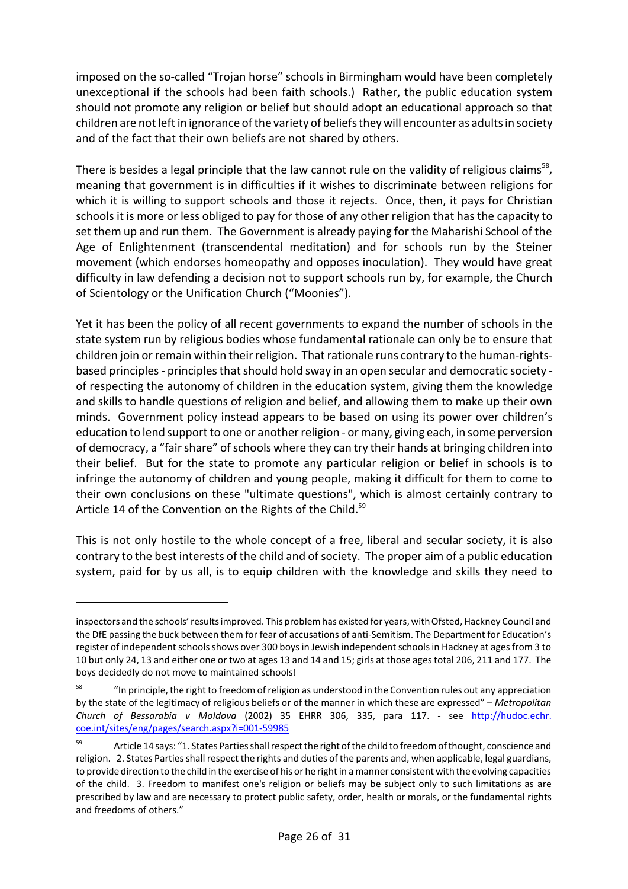imposed on the so-called "Trojan horse" schools in Birmingham would have been completely unexceptional if the schools had been faith schools.) Rather, the public education system should not promote any religion or belief but should adopt an educational approach so that children are not left in ignorance of the variety of beliefs they will encounter as adults in society and of the fact that their own beliefs are not shared by others.

There is besides a legal principle that the law cannot rule on the validity of religious claims[58], meaning that government is in difficulties if it wishes to discriminate between religions for which it is willing to support schools and those it rejects. Once, then, it pays for Christian schools it is more or less obliged to pay for those of any other religion that has the capacity to set them up and run them. The Government is already paying for the Maharishi School of the Age of Enlightenment (transcendental meditation) and for schools run by the Steiner movement (which endorses homeopathy and opposes inoculation). They would have great difficulty in law defending a decision not to support schools run by, for example, the Church of Scientology or the Unification Church ("Moonies").

Yet it has been the policy of all recent governments to expand the number of schools in the state system run by religious bodies whose fundamental rationale can only be to ensure that children join or remain within their religion. That rationale runs contrary to the human-rights-based principles - principles that should hold sway in an open secular and democratic society - of respecting the autonomy of children in the education system, giving them the knowledge and skills to handle questions of religion and belief, and allowing them to make up their own minds. Government policy instead appears to be based on using its power over children's education to lend support to one or another religion - or many, giving each, in some perversion of democracy, a "fair share" of schools where they can try their hands at bringing children into their belief. But for the state to promote any particular religion or belief in schools is to infringe the autonomy of children and young people, making it difficult for them to come to their own conclusions on these "ultimate questions", which is almost certainly contrary to Article 14 of the Convention on the Rights of the Child.[59]

This is not only hostile to the whole concept of a free, liberal and secular society, it is also contrary to the best interests of the child and of society. The proper aim of a public education system, paid for by us all, is to equip children with the knowledge and skills they need to

---

inspectors and the schools' results improved. This problem has existed for years, with Ofsted, Hackney Council and the DfE passing the buck between them for fear of accusations of anti-Semitism. The Department for Education's register of independent schools shows over 300 boys in Jewish independent schools in Hackney at ages from 3 to 10 but only 24, 13 and either one or two at ages 13 and 14 and 15; girls at those ages total 206, 211 and 177. The boys decidedly do not move to maintained schools!

[58] "In principle, the right to freedom of religion as understood in the Convention rules out any appreciation by the state of the legitimacy of religious beliefs or of the manner in which these are expressed" – *Metropolitan Church of Bessarabia v Moldova* (2002) 35 EHRR 306, 335, para 117. - see http://hudoc.echr.coe.int/sites/eng/pages/search.aspx?i=001-59985

[59] Article 14 says: "1. States Parties shall respect the right of the child to freedom of thought, conscience and religion. 2. States Parties shall respect the rights and duties of the parents and, when applicable, legal guardians, to provide direction to the child in the exercise of his or her right in a manner consistent with the evolving capacities of the child. 3. Freedom to manifest one's religion or beliefs may be subject only to such limitations as are prescribed by law and are necessary to protect public safety, order, health or morals, or the fundamental rights and freedoms of others."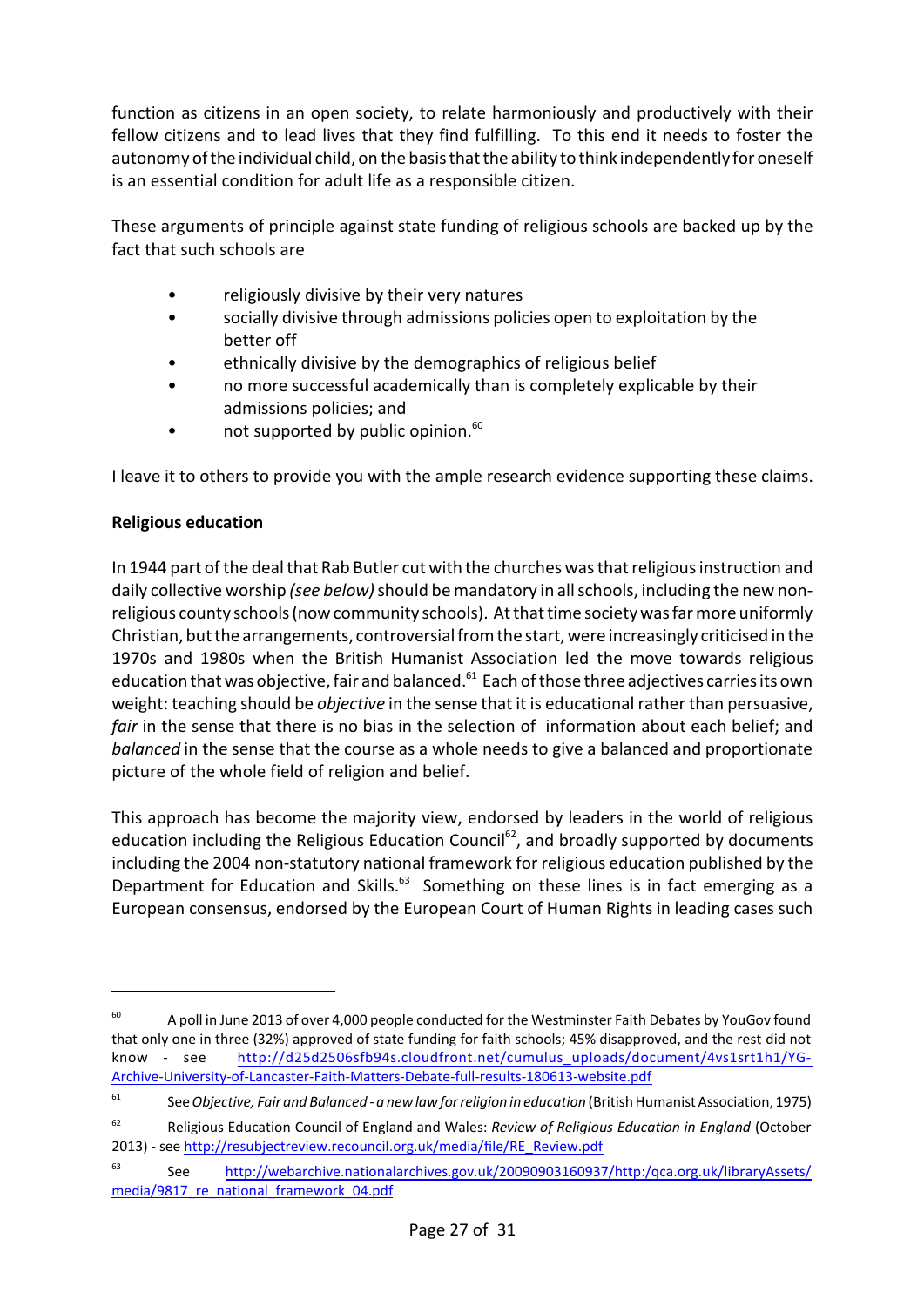function as citizens in an open society, to relate harmoniously and productively with their fellow citizens and to lead lives that they find fulfilling. To this end it needs to foster the autonomy of the individual child, on the basis that the ability to think independently for oneself is an essential condition for adult life as a responsible citizen.

These arguments of principle against state funding of religious schools are backed up by the fact that such schools are

- religiously divisive by their very natures
- socially divisive through admissions policies open to exploitation by the better off
- ethnically divisive by the demographics of religious belief
- no more successful academically than is completely explicable by their admissions policies; and
- not supported by public opinion.[60]

I leave it to others to provide you with the ample research evidence supporting these claims.

**Religious education**

In 1944 part of the deal that Rab Butler cut with the churches was that religious instruction and daily collective worship *(see below)* should be mandatory in all schools, including the new non-religious county schools (now community schools). At that time society was far more uniformly Christian, but the arrangements, controversial from the start, were increasingly criticised in the 1970s and 1980s when the British Humanist Association led the move towards religious education that was objective, fair and balanced.[61] Each of those three adjectives carries its own weight: teaching should be *objective* in the sense that it is educational rather than persuasive, *fair* in the sense that there is no bias in the selection of information about each belief; and *balanced* in the sense that the course as a whole needs to give a balanced and proportionate picture of the whole field of religion and belief.

This approach has become the majority view, endorsed by leaders in the world of religious education including the Religious Education Council[62], and broadly supported by documents including the 2004 non-statutory national framework for religious education published by the Department for Education and Skills.[63] Something on these lines is in fact emerging as a European consensus, endorsed by the European Court of Human Rights in leading cases such

---

[60] A poll in June 2013 of over 4,000 people conducted for the Westminster Faith Debates by YouGov found that only one in three (32%) approved of state funding for faith schools; 45% disapproved, and the rest did not know - see http://d25d2506sfb94s.cloudfront.net/cumulus_uploads/document/4vs1srt1h1/YG-Archive-University-of-Lancaster-Faith-Matters-Debate-full-results-180613-website.pdf

[61] See *Objective, Fair and Balanced - a new law for religion in education* (British Humanist Association, 1975)

[62] Religious Education Council of England and Wales: *Review of Religious Education in England* (October 2013) - see http://resubjectreview.recouncil.org.uk/media/file/RE_Review.pdf

[63] See http://webarchive.nationalarchives.gov.uk/20090903160937/http:/qca.org.uk/libraryAssets/media/9817_re_national_framework_04.pdf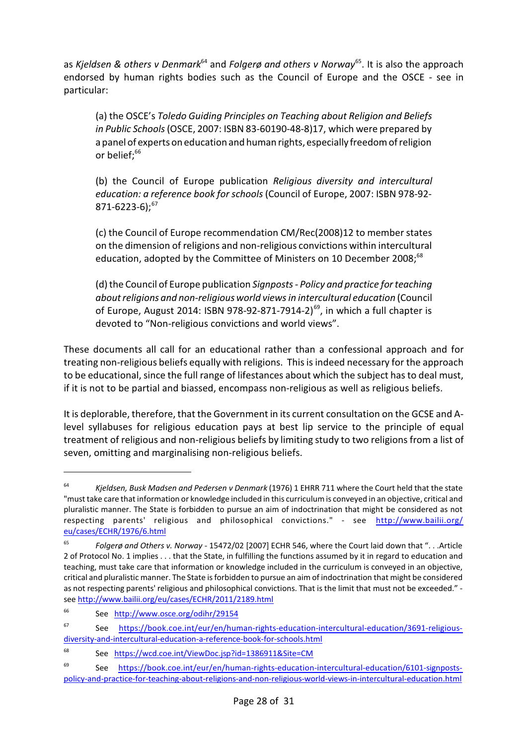as *Kjeldsen & others v Denmark*[64] and *Folgerø and others v Norway*[65]. It is also the approach endorsed by human rights bodies such as the Council of Europe and the OSCE - see in particular:

> (a) the OSCE's *Toledo Guiding Principles on Teaching about Religion and Beliefs in Public Schools* (OSCE, 2007: ISBN 83-60190-48-8)17, which were prepared by a panel of experts on education and human rights, especially freedom of religion or belief;[66]
>
> (b) the Council of Europe publication *Religious diversity and intercultural education: a reference book for schools* (Council of Europe, 2007: ISBN 978-92-871-6223-6);[67]
>
> (c) the Council of Europe recommendation CM/Rec(2008)12 to member states on the dimension of religions and non-religious convictions within intercultural education, adopted by the Committee of Ministers on 10 December 2008;[68]
>
> (d) the Council of Europe publication *Signposts - Policy and practice for teaching about religions and non-religious world views in intercultural education* (Council of Europe, August 2014: ISBN 978-92-871-7914-2)[69], in which a full chapter is devoted to "Non-religious convictions and world views".

These documents all call for an educational rather than a confessional approach and for treating non-religious beliefs equally with religions. This is indeed necessary for the approach to be educational, since the full range of lifestances about which the subject has to deal must, if it is not to be partial and biassed, encompass non-religious as well as religious beliefs.

It is deplorable, therefore, that the Government in its current consultation on the GCSE and A-level syllabuses for religious education pays at best lip service to the principle of equal treatment of religious and non-religious beliefs by limiting study to two religions from a list of seven, omitting and marginalising non-religious beliefs.

---

[64] *Kjeldsen, Busk Madsen and Pedersen v Denmark* (1976) 1 EHRR 711 where the Court held that the state "must take care that information or knowledge included in this curriculum is conveyed in an objective, critical and pluralistic manner. The State is forbidden to pursue an aim of indoctrination that might be considered as not respecting parents' religious and philosophical convictions." - see http://www.bailii.org/eu/cases/ECHR/1976/6.html

[65] *Folgerø and Others v. Norway* - 15472/02 [2007] ECHR 546, where the Court laid down that ". . .Article 2 of Protocol No. 1 implies . . . that the State, in fulfilling the functions assumed by it in regard to education and teaching, must take care that information or knowledge included in the curriculum is conveyed in an objective, critical and pluralistic manner. The State is forbidden to pursue an aim of indoctrination that might be considered as not respecting parents' religious and philosophical convictions. That is the limit that must not be exceeded." - see http://www.bailii.org/eu/cases/ECHR/2011/2189.html

[66] See http://www.osce.org/odihr/29154

[67] See https://book.coe.int/eur/en/human-rights-education-intercultural-education/3691-religious-diversity-and-intercultural-education-a-reference-book-for-schools.html

[68] See https://wcd.coe.int/ViewDoc.jsp?id=1386911&Site=CM

[69] See https://book.coe.int/eur/en/human-rights-education-intercultural-education/6101-signposts-policy-and-practice-for-teaching-about-religions-and-non-religious-world-views-in-intercultural-education.html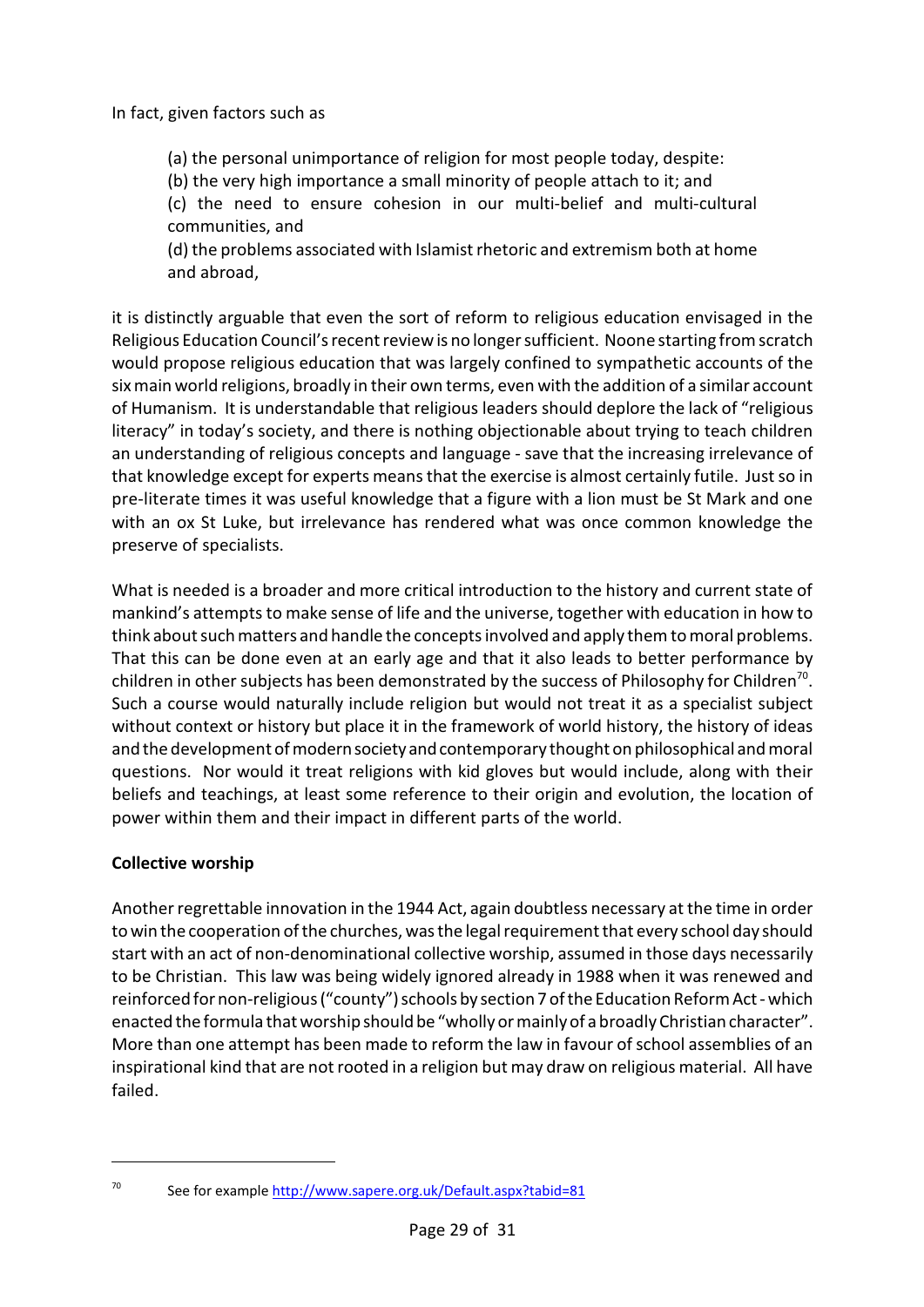In fact, given factors such as

(a) the personal unimportance of religion for most people today, despite:
(b) the very high importance a small minority of people attach to it; and
(c) the need to ensure cohesion in our multi-belief and multi-cultural communities, and
(d) the problems associated with Islamist rhetoric and extremism both at home and abroad,

it is distinctly arguable that even the sort of reform to religious education envisaged in the Religious Education Council's recent review is no longer sufficient. Noone starting from scratch would propose religious education that was largely confined to sympathetic accounts of the six main world religions, broadly in their own terms, even with the addition of a similar account of Humanism. It is understandable that religious leaders should deplore the lack of "religious literacy" in today's society, and there is nothing objectionable about trying to teach children an understanding of religious concepts and language - save that the increasing irrelevance of that knowledge except for experts means that the exercise is almost certainly futile. Just so in pre-literate times it was useful knowledge that a figure with a lion must be St Mark and one with an ox St Luke, but irrelevance has rendered what was once common knowledge the preserve of specialists.

What is needed is a broader and more critical introduction to the history and current state of mankind's attempts to make sense of life and the universe, together with education in how to think about such matters and handle the concepts involved and apply them to moral problems. That this can be done even at an early age and that it also leads to better performance by children in other subjects has been demonstrated by the success of Philosophy for Children[70]. Such a course would naturally include religion but would not treat it as a specialist subject without context or history but place it in the framework of world history, the history of ideas and the development of modern society and contemporary thought on philosophical and moral questions. Nor would it treat religions with kid gloves but would include, along with their beliefs and teachings, at least some reference to their origin and evolution, the location of power within them and their impact in different parts of the world.

**Collective worship**

Another regrettable innovation in the 1944 Act, again doubtless necessary at the time in order to win the cooperation of the churches, was the legal requirement that every school day should start with an act of non-denominational collective worship, assumed in those days necessarily to be Christian. This law was being widely ignored already in 1988 when it was renewed and reinforced for non-religious ("county") schools by section 7 of the Education Reform Act - which enacted the formula that worship should be "wholly or mainly of a broadly Christian character". More than one attempt has been made to reform the law in favour of school assemblies of an inspirational kind that are not rooted in a religion but may draw on religious material. All have failed.

---

[70] See for example http://www.sapere.org.uk/Default.aspx?tabid=81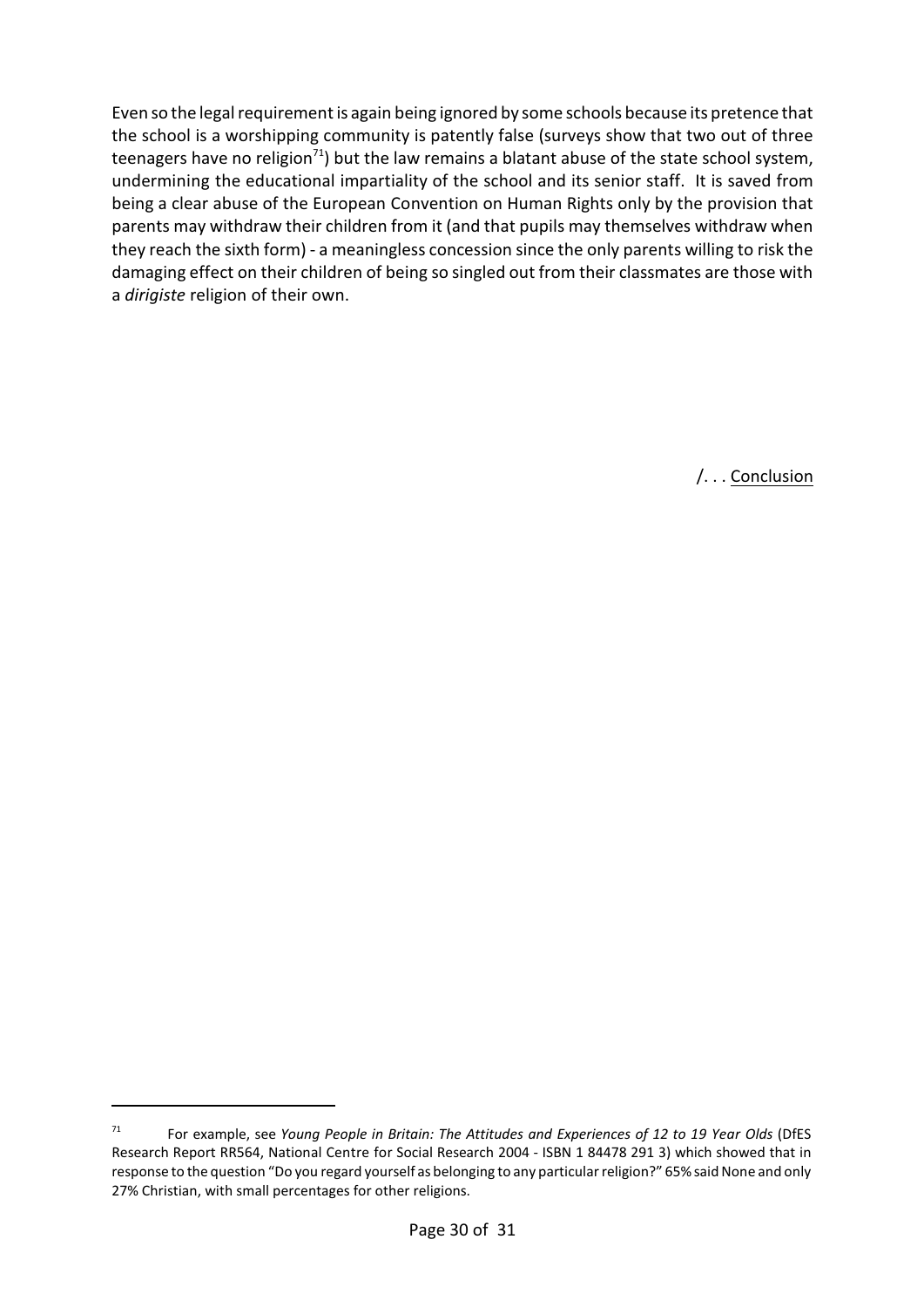Even so the legal requirement is again being ignored by some schools because its pretence that the school is a worshipping community is patently false (surveys show that two out of three teenagers have no religion[71]) but the law remains a blatant abuse of the state school system, undermining the educational impartiality of the school and its senior staff. It is saved from being a clear abuse of the European Convention on Human Rights only by the provision that parents may withdraw their children from it (and that pupils may themselves withdraw when they reach the sixth form) - a meaningless concession since the only parents willing to risk the damaging effect on their children of being so singled out from their classmates are those with a *dirigiste* religion of their own.

/. . . Conclusion

---

[71] For example, see *Young People in Britain: The Attitudes and Experiences of 12 to 19 Year Olds* (DfES Research Report RR564, National Centre for Social Research 2004 - ISBN 1 84478 291 3) which showed that in response to the question "Do you regard yourself as belonging to any particular religion?" 65% said None and only 27% Christian, with small percentages for other religions.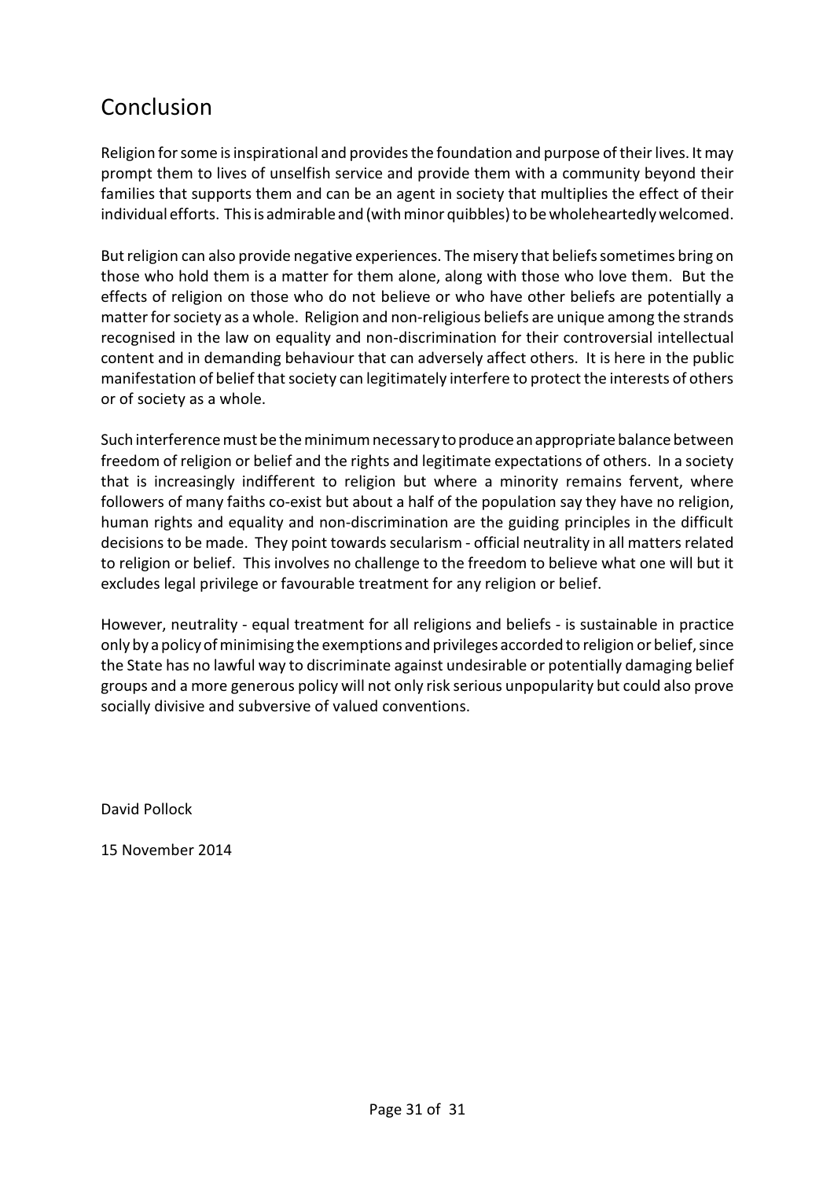# Conclusion

Religion for some is inspirational and provides the foundation and purpose of their lives. It may prompt them to lives of unselfish service and provide them with a community beyond their families that supports them and can be an agent in society that multiplies the effect of their individual efforts. This is admirable and (with minor quibbles) to be wholeheartedly welcomed.

But religion can also provide negative experiences. The misery that beliefs sometimes bring on those who hold them is a matter for them alone, along with those who love them. But the effects of religion on those who do not believe or who have other beliefs are potentially a matter for society as a whole. Religion and non-religious beliefs are unique among the strands recognised in the law on equality and non-discrimination for their controversial intellectual content and in demanding behaviour that can adversely affect others. It is here in the public manifestation of belief that society can legitimately interfere to protect the interests of others or of society as a whole.

Such interference must be the minimum necessary to produce an appropriate balance between freedom of religion or belief and the rights and legitimate expectations of others. In a society that is increasingly indifferent to religion but where a minority remains fervent, where followers of many faiths co-exist but about a half of the population say they have no religion, human rights and equality and non-discrimination are the guiding principles in the difficult decisions to be made. They point towards secularism - official neutrality in all matters related to religion or belief. This involves no challenge to the freedom to believe what one will but it excludes legal privilege or favourable treatment for any religion or belief.

However, neutrality - equal treatment for all religions and beliefs - is sustainable in practice only by a policy of minimising the exemptions and privileges accorded to religion or belief, since the State has no lawful way to discriminate against undesirable or potentially damaging belief groups and a more generous policy will not only risk serious unpopularity but could also prove socially divisive and subversive of valued conventions.

David Pollock

15 November 2014